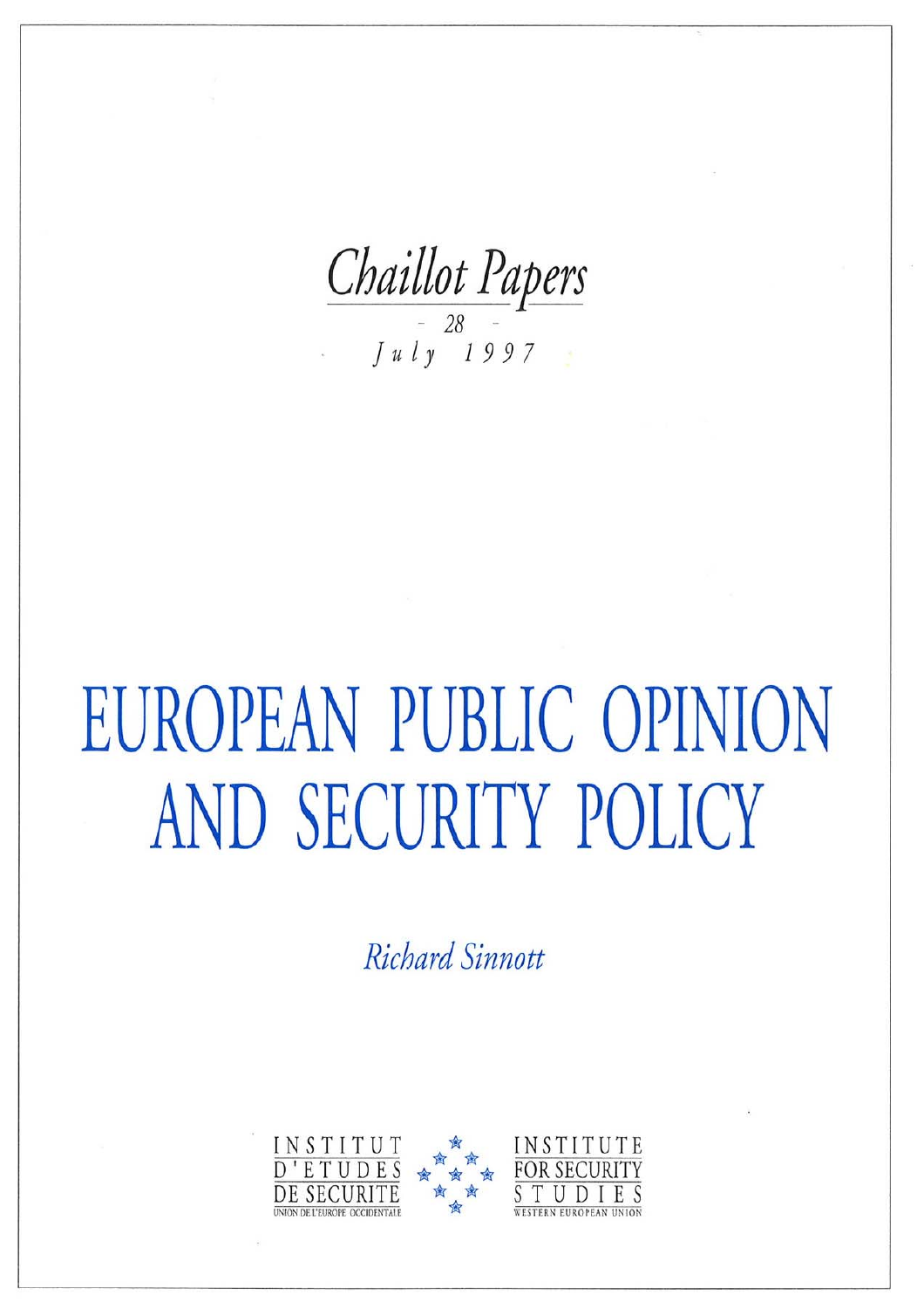*Chaillot Papers*

*- 28 -*

*July 1997*

# EUROPEAN PUBLIC OPINION AND SECURITY POLICY

*Richard Sinnott*

INSTITUT D'ETUDES DE SECURITE
UNION DE L'EUROPE OCCIDENTALE

INSTITUTE FOR SECURITY STUDIES
WESTERN EUROPEAN UNION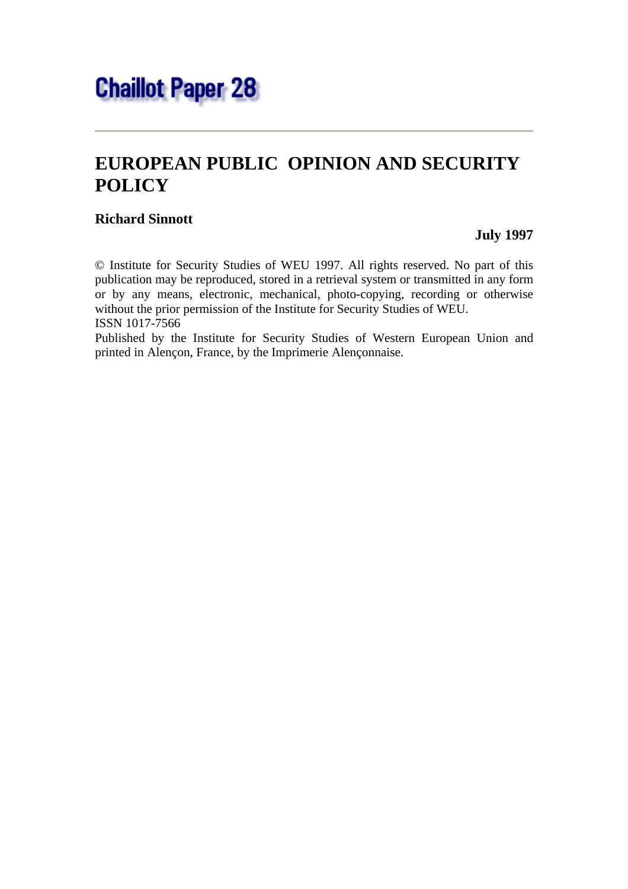# Chaillot Paper 28

## EUROPEAN PUBLIC OPINION AND SECURITY POLICY

**Richard Sinnott**

**July 1997**

© Institute for Security Studies of WEU 1997. All rights reserved. No part of this publication may be reproduced, stored in a retrieval system or transmitted in any form or by any means, electronic, mechanical, photo-copying, recording or otherwise without the prior permission of the Institute for Security Studies of WEU.
ISSN 1017-7566
Published by the Institute for Security Studies of Western European Union and printed in Alençon, France, by the Imprimerie Alençonnaise.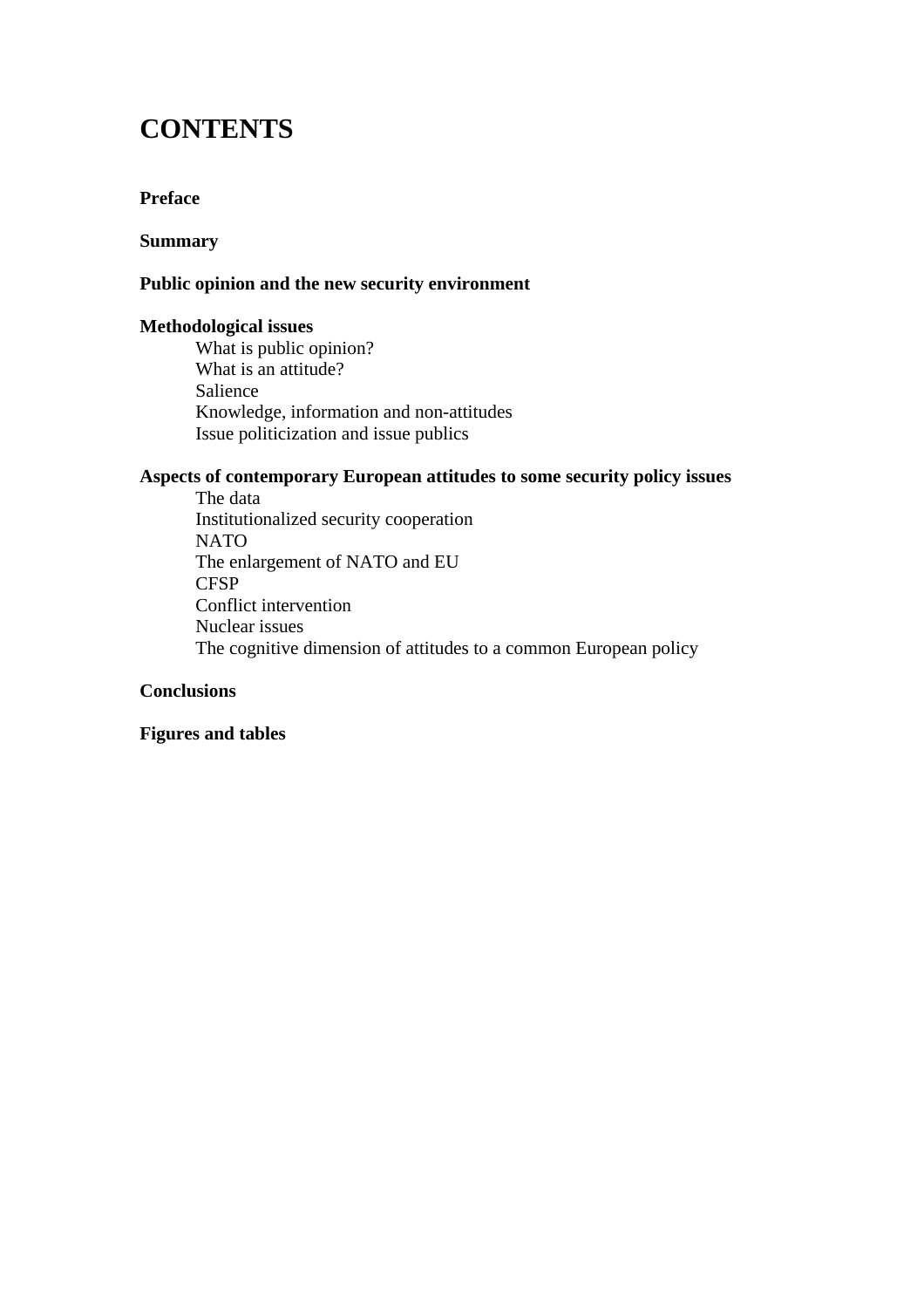# CONTENTS

**Preface**

**Summary**

**Public opinion and the new security environment**

**Methodological issues**

- What is public opinion?
- What is an attitude?
- Salience
- Knowledge, information and non-attitudes
- Issue politicization and issue publics

**Aspects of contemporary European attitudes to some security policy issues**

- The data
- Institutionalized security cooperation
- NATO
- The enlargement of NATO and EU
- CFSP
- Conflict intervention
- Nuclear issues
- The cognitive dimension of attitudes to a common European policy

**Conclusions**

**Figures and tables**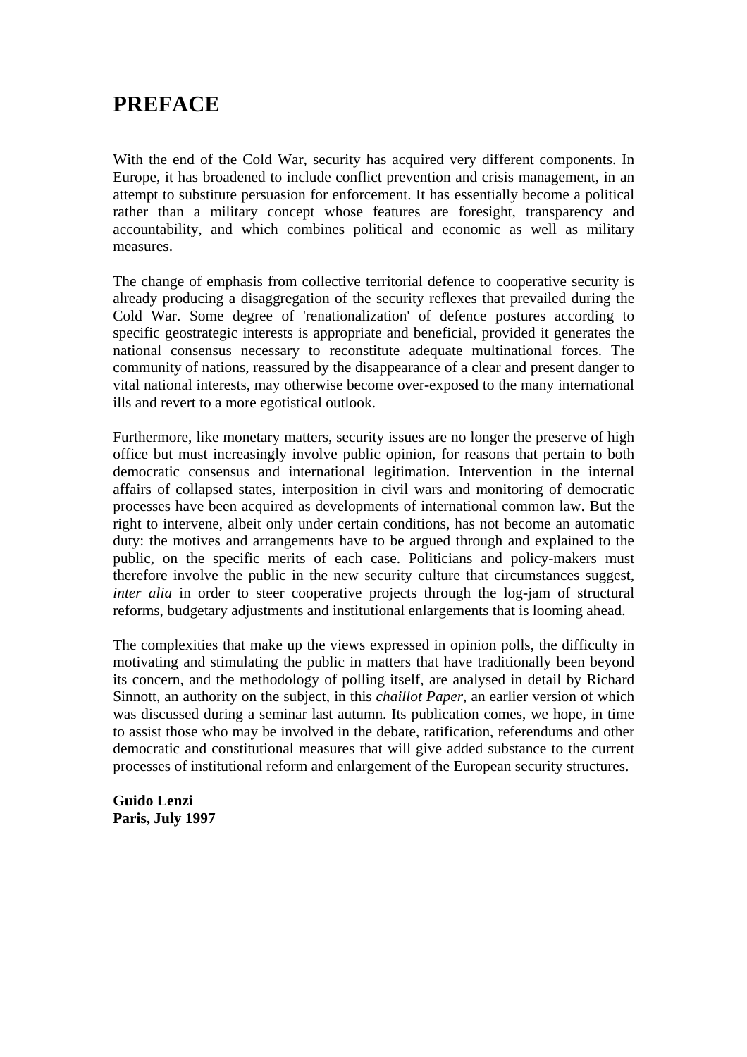# PREFACE

With the end of the Cold War, security has acquired very different components. In Europe, it has broadened to include conflict prevention and crisis management, in an attempt to substitute persuasion for enforcement. It has essentially become a political rather than a military concept whose features are foresight, transparency and accountability, and which combines political and economic as well as military measures.

The change of emphasis from collective territorial defence to cooperative security is already producing a disaggregation of the security reflexes that prevailed during the Cold War. Some degree of 'renationalization' of defence postures according to specific geostrategic interests is appropriate and beneficial, provided it generates the national consensus necessary to reconstitute adequate multinational forces. The community of nations, reassured by the disappearance of a clear and present danger to vital national interests, may otherwise become over-exposed to the many international ills and revert to a more egotistical outlook.

Furthermore, like monetary matters, security issues are no longer the preserve of high office but must increasingly involve public opinion, for reasons that pertain to both democratic consensus and international legitimation. Intervention in the internal affairs of collapsed states, interposition in civil wars and monitoring of democratic processes have been acquired as developments of international common law. But the right to intervene, albeit only under certain conditions, has not become an automatic duty: the motives and arrangements have to be argued through and explained to the public, on the specific merits of each case. Politicians and policy-makers must therefore involve the public in the new security culture that circumstances suggest, *inter alia* in order to steer cooperative projects through the log-jam of structural reforms, budgetary adjustments and institutional enlargements that is looming ahead.

The complexities that make up the views expressed in opinion polls, the difficulty in motivating and stimulating the public in matters that have traditionally been beyond its concern, and the methodology of polling itself, are analysed in detail by Richard Sinnott, an authority on the subject, in this *chaillot Paper*, an earlier version of which was discussed during a seminar last autumn. Its publication comes, we hope, in time to assist those who may be involved in the debate, ratification, referendums and other democratic and constitutional measures that will give added substance to the current processes of institutional reform and enlargement of the European security structures.

**Guido Lenzi**
**Paris, July 1997**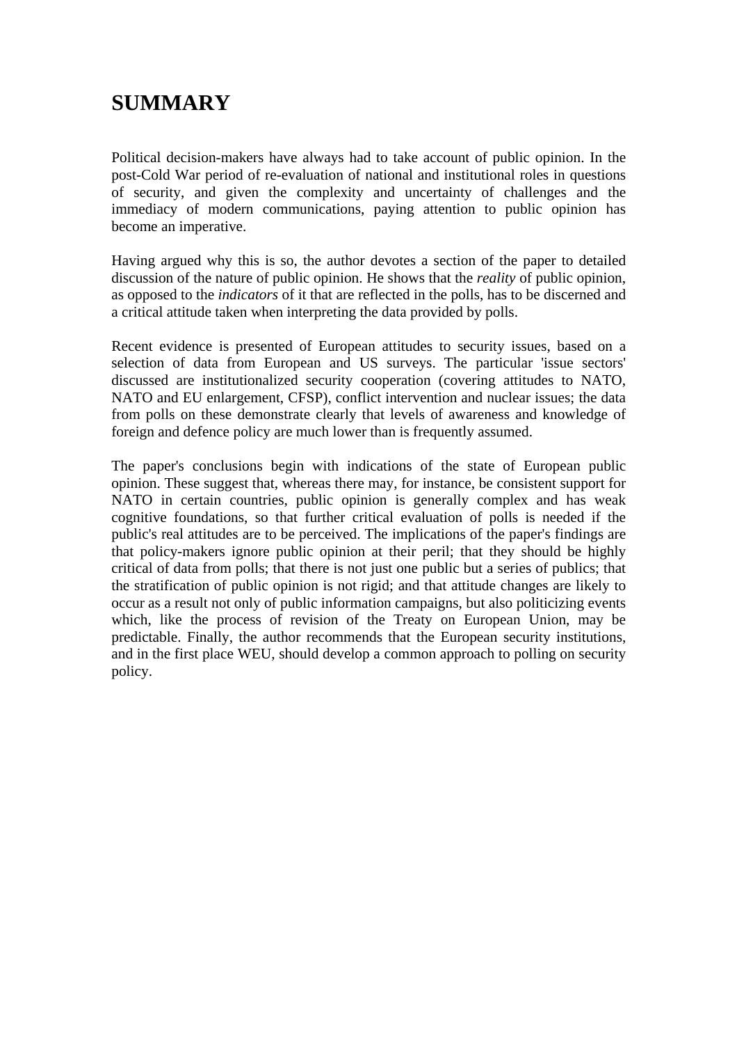# SUMMARY

Political decision-makers have always had to take account of public opinion. In the post-Cold War period of re-evaluation of national and institutional roles in questions of security, and given the complexity and uncertainty of challenges and the immediacy of modern communications, paying attention to public opinion has become an imperative.

Having argued why this is so, the author devotes a section of the paper to detailed discussion of the nature of public opinion. He shows that the *reality* of public opinion, as opposed to the *indicators* of it that are reflected in the polls, has to be discerned and a critical attitude taken when interpreting the data provided by polls.

Recent evidence is presented of European attitudes to security issues, based on a selection of data from European and US surveys. The particular 'issue sectors' discussed are institutionalized security cooperation (covering attitudes to NATO, NATO and EU enlargement, CFSP), conflict intervention and nuclear issues; the data from polls on these demonstrate clearly that levels of awareness and knowledge of foreign and defence policy are much lower than is frequently assumed.

The paper's conclusions begin with indications of the state of European public opinion. These suggest that, whereas there may, for instance, be consistent support for NATO in certain countries, public opinion is generally complex and has weak cognitive foundations, so that further critical evaluation of polls is needed if the public's real attitudes are to be perceived. The implications of the paper's findings are that policy-makers ignore public opinion at their peril; that they should be highly critical of data from polls; that there is not just one public but a series of publics; that the stratification of public opinion is not rigid; and that attitude changes are likely to occur as a result not only of public information campaigns, but also politicizing events which, like the process of revision of the Treaty on European Union, may be predictable. Finally, the author recommends that the European security institutions, and in the first place WEU, should develop a common approach to polling on security policy.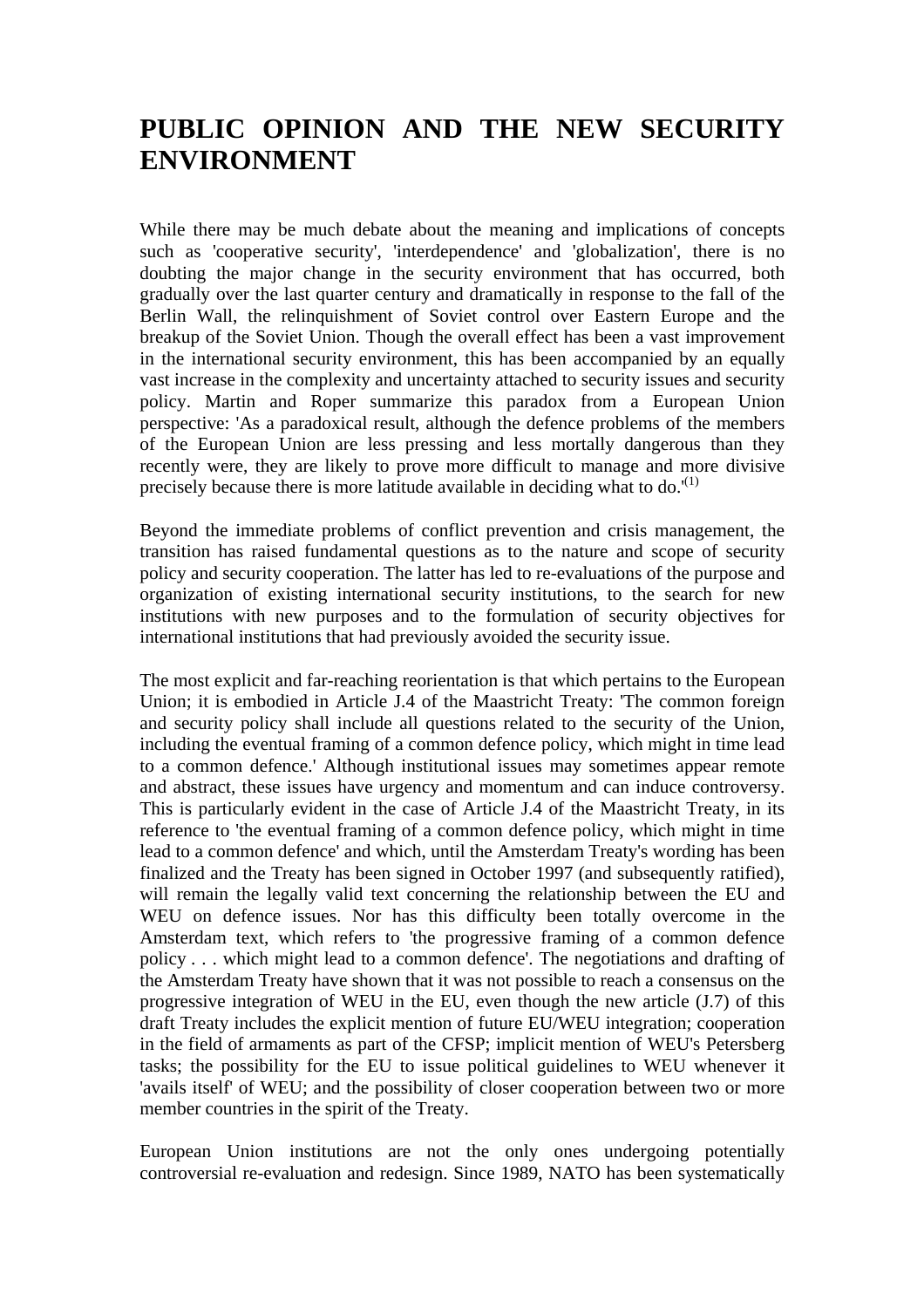# PUBLIC OPINION AND THE NEW SECURITY ENVIRONMENT

While there may be much debate about the meaning and implications of concepts such as 'cooperative security', 'interdependence' and 'globalization', there is no doubting the major change in the security environment that has occurred, both gradually over the last quarter century and dramatically in response to the fall of the Berlin Wall, the relinquishment of Soviet control over Eastern Europe and the breakup of the Soviet Union. Though the overall effect has been a vast improvement in the international security environment, this has been accompanied by an equally vast increase in the complexity and uncertainty attached to security issues and security policy. Martin and Roper summarize this paradox from a European Union perspective: 'As a paradoxical result, although the defence problems of the members of the European Union are less pressing and less mortally dangerous than they recently were, they are likely to prove more difficult to manage and more divisive precisely because there is more latitude available in deciding what to do.'[(1)]

Beyond the immediate problems of conflict prevention and crisis management, the transition has raised fundamental questions as to the nature and scope of security policy and security cooperation. The latter has led to re-evaluations of the purpose and organization of existing international security institutions, to the search for new institutions with new purposes and to the formulation of security objectives for international institutions that had previously avoided the security issue.

The most explicit and far-reaching reorientation is that which pertains to the European Union; it is embodied in Article J.4 of the Maastricht Treaty: 'The common foreign and security policy shall include all questions related to the security of the Union, including the eventual framing of a common defence policy, which might in time lead to a common defence.' Although institutional issues may sometimes appear remote and abstract, these issues have urgency and momentum and can induce controversy. This is particularly evident in the case of Article J.4 of the Maastricht Treaty, in its reference to 'the eventual framing of a common defence policy, which might in time lead to a common defence' and which, until the Amsterdam Treaty's wording has been finalized and the Treaty has been signed in October 1997 (and subsequently ratified), will remain the legally valid text concerning the relationship between the EU and WEU on defence issues. Nor has this difficulty been totally overcome in the Amsterdam text, which refers to 'the progressive framing of a common defence policy . . . which might lead to a common defence'. The negotiations and drafting of the Amsterdam Treaty have shown that it was not possible to reach a consensus on the progressive integration of WEU in the EU, even though the new article (J.7) of this draft Treaty includes the explicit mention of future EU/WEU integration; cooperation in the field of armaments as part of the CFSP; implicit mention of WEU's Petersberg tasks; the possibility for the EU to issue political guidelines to WEU whenever it 'avails itself' of WEU; and the possibility of closer cooperation between two or more member countries in the spirit of the Treaty.

European Union institutions are not the only ones undergoing potentially controversial re-evaluation and redesign. Since 1989, NATO has been systematically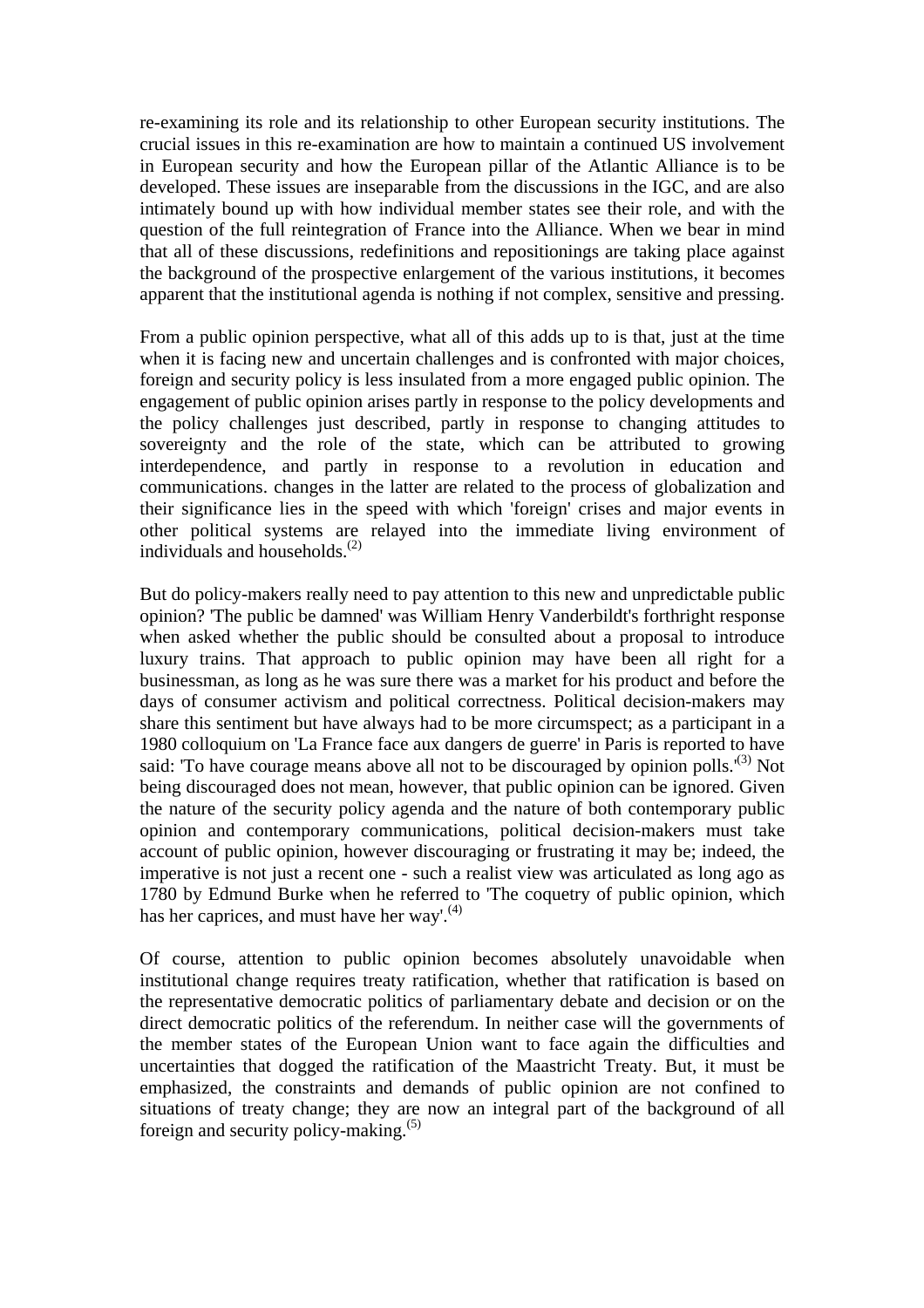re-examining its role and its relationship to other European security institutions. The crucial issues in this re-examination are how to maintain a continued US involvement in European security and how the European pillar of the Atlantic Alliance is to be developed. These issues are inseparable from the discussions in the IGC, and are also intimately bound up with how individual member states see their role, and with the question of the full reintegration of France into the Alliance. When we bear in mind that all of these discussions, redefinitions and repositionings are taking place against the background of the prospective enlargement of the various institutions, it becomes apparent that the institutional agenda is nothing if not complex, sensitive and pressing.

From a public opinion perspective, what all of this adds up to is that, just at the time when it is facing new and uncertain challenges and is confronted with major choices, foreign and security policy is less insulated from a more engaged public opinion. The engagement of public opinion arises partly in response to the policy developments and the policy challenges just described, partly in response to changing attitudes to sovereignty and the role of the state, which can be attributed to growing interdependence, and partly in response to a revolution in education and communications. changes in the latter are related to the process of globalization and their significance lies in the speed with which 'foreign' crises and major events in other political systems are relayed into the immediate living environment of individuals and households.(2)

But do policy-makers really need to pay attention to this new and unpredictable public opinion? 'The public be damned' was William Henry Vanderbildt's forthright response when asked whether the public should be consulted about a proposal to introduce luxury trains. That approach to public opinion may have been all right for a businessman, as long as he was sure there was a market for his product and before the days of consumer activism and political correctness. Political decision-makers may share this sentiment but have always had to be more circumspect; as a participant in a 1980 colloquium on 'La France face aux dangers de guerre' in Paris is reported to have said: 'To have courage means above all not to be discouraged by opinion polls.'(3) Not being discouraged does not mean, however, that public opinion can be ignored. Given the nature of the security policy agenda and the nature of both contemporary public opinion and contemporary communications, political decision-makers must take account of public opinion, however discouraging or frustrating it may be; indeed, the imperative is not just a recent one - such a realist view was articulated as long ago as 1780 by Edmund Burke when he referred to 'The coquetry of public opinion, which has her caprices, and must have her way'.(4)

Of course, attention to public opinion becomes absolutely unavoidable when institutional change requires treaty ratification, whether that ratification is based on the representative democratic politics of parliamentary debate and decision or on the direct democratic politics of the referendum. In neither case will the governments of the member states of the European Union want to face again the difficulties and uncertainties that dogged the ratification of the Maastricht Treaty. But, it must be emphasized, the constraints and demands of public opinion are not confined to situations of treaty change; they are now an integral part of the background of all foreign and security policy-making.(5)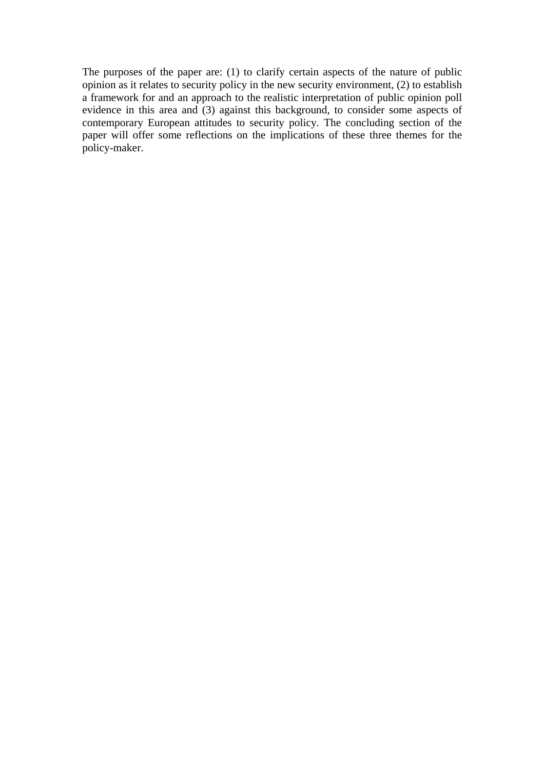The purposes of the paper are: (1) to clarify certain aspects of the nature of public opinion as it relates to security policy in the new security environment, (2) to establish a framework for and an approach to the realistic interpretation of public opinion poll evidence in this area and (3) against this background, to consider some aspects of contemporary European attitudes to security policy. The concluding section of the paper will offer some reflections on the implications of these three themes for the policy-maker.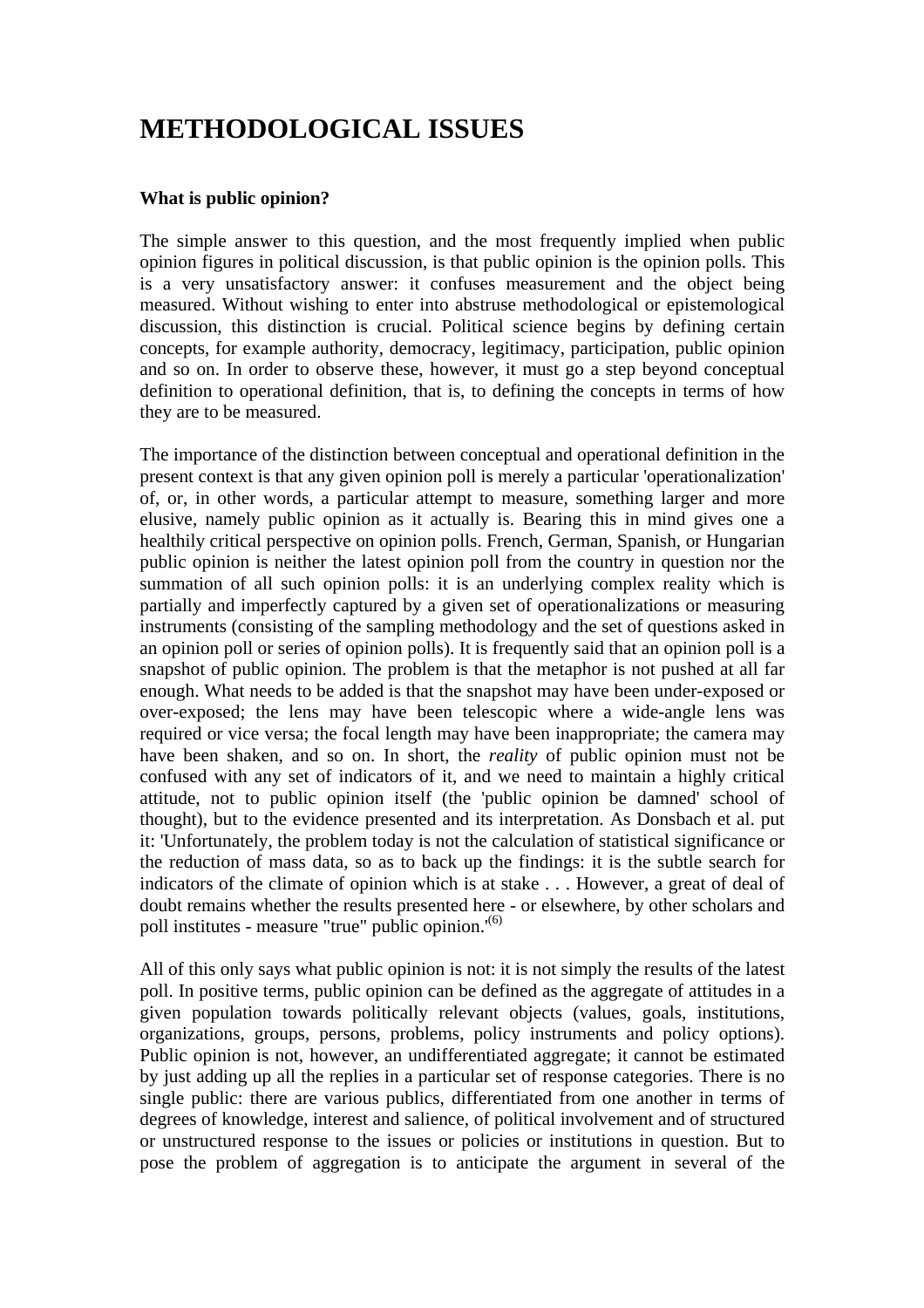# METHODOLOGICAL ISSUES

**What is public opinion?**

The simple answer to this question, and the most frequently implied when public opinion figures in political discussion, is that public opinion is the opinion polls. This is a very unsatisfactory answer: it confuses measurement and the object being measured. Without wishing to enter into abstruse methodological or epistemological discussion, this distinction is crucial. Political science begins by defining certain concepts, for example authority, democracy, legitimacy, participation, public opinion and so on. In order to observe these, however, it must go a step beyond conceptual definition to operational definition, that is, to defining the concepts in terms of how they are to be measured.

The importance of the distinction between conceptual and operational definition in the present context is that any given opinion poll is merely a particular 'operationalization' of, or, in other words, a particular attempt to measure, something larger and more elusive, namely public opinion as it actually is. Bearing this in mind gives one a healthily critical perspective on opinion polls. French, German, Spanish, or Hungarian public opinion is neither the latest opinion poll from the country in question nor the summation of all such opinion polls: it is an underlying complex reality which is partially and imperfectly captured by a given set of operationalizations or measuring instruments (consisting of the sampling methodology and the set of questions asked in an opinion poll or series of opinion polls). It is frequently said that an opinion poll is a snapshot of public opinion. The problem is that the metaphor is not pushed at all far enough. What needs to be added is that the snapshot may have been under-exposed or over-exposed; the lens may have been telescopic where a wide-angle lens was required or vice versa; the focal length may have been inappropriate; the camera may have been shaken, and so on. In short, the *reality* of public opinion must not be confused with any set of indicators of it, and we need to maintain a highly critical attitude, not to public opinion itself (the 'public opinion be damned' school of thought), but to the evidence presented and its interpretation. As Donsbach et al. put it: 'Unfortunately, the problem today is not the calculation of statistical significance or the reduction of mass data, so as to back up the findings: it is the subtle search for indicators of the climate of opinion which is at stake . . . However, a great of deal of doubt remains whether the results presented here - or elsewhere, by other scholars and poll institutes - measure "true" public opinion.'(6)

All of this only says what public opinion is not: it is not simply the results of the latest poll. In positive terms, public opinion can be defined as the aggregate of attitudes in a given population towards politically relevant objects (values, goals, institutions, organizations, groups, persons, problems, policy instruments and policy options). Public opinion is not, however, an undifferentiated aggregate; it cannot be estimated by just adding up all the replies in a particular set of response categories. There is no single public: there are various publics, differentiated from one another in terms of degrees of knowledge, interest and salience, of political involvement and of structured or unstructured response to the issues or policies or institutions in question. But to pose the problem of aggregation is to anticipate the argument in several of the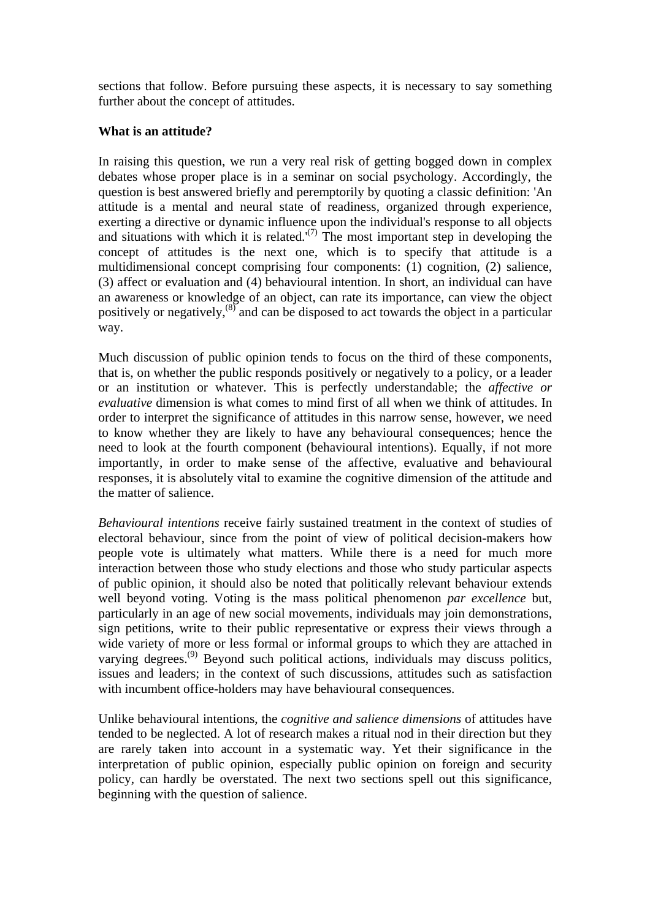sections that follow. Before pursuing these aspects, it is necessary to say something further about the concept of attitudes.

**What is an attitude?**

In raising this question, we run a very real risk of getting bogged down in complex debates whose proper place is in a seminar on social psychology. Accordingly, the question is best answered briefly and peremptorily by quoting a classic definition: 'An attitude is a mental and neural state of readiness, organized through experience, exerting a directive or dynamic influence upon the individual's response to all objects and situations with which it is related.'[(7)] The most important step in developing the concept of attitudes is the next one, which is to specify that attitude is a multidimensional concept comprising four components: (1) cognition, (2) salience, (3) affect or evaluation and (4) behavioural intention. In short, an individual can have an awareness or knowledge of an object, can rate its importance, can view the object positively or negatively,[(8)] and can be disposed to act towards the object in a particular way.

Much discussion of public opinion tends to focus on the third of these components, that is, on whether the public responds positively or negatively to a policy, or a leader or an institution or whatever. This is perfectly understandable; the *affective or evaluative* dimension is what comes to mind first of all when we think of attitudes. In order to interpret the significance of attitudes in this narrow sense, however, we need to know whether they are likely to have any behavioural consequences; hence the need to look at the fourth component (behavioural intentions). Equally, if not more importantly, in order to make sense of the affective, evaluative and behavioural responses, it is absolutely vital to examine the cognitive dimension of the attitude and the matter of salience.

*Behavioural intentions* receive fairly sustained treatment in the context of studies of electoral behaviour, since from the point of view of political decision-makers how people vote is ultimately what matters. While there is a need for much more interaction between those who study elections and those who study particular aspects of public opinion, it should also be noted that politically relevant behaviour extends well beyond voting. Voting is the mass political phenomenon *par excellence* but, particularly in an age of new social movements, individuals may join demonstrations, sign petitions, write to their public representative or express their views through a wide variety of more or less formal or informal groups to which they are attached in varying degrees.[(9)] Beyond such political actions, individuals may discuss politics, issues and leaders; in the context of such discussions, attitudes such as satisfaction with incumbent office-holders may have behavioural consequences.

Unlike behavioural intentions, the *cognitive and salience dimensions* of attitudes have tended to be neglected. A lot of research makes a ritual nod in their direction but they are rarely taken into account in a systematic way. Yet their significance in the interpretation of public opinion, especially public opinion on foreign and security policy, can hardly be overstated. The next two sections spell out this significance, beginning with the question of salience.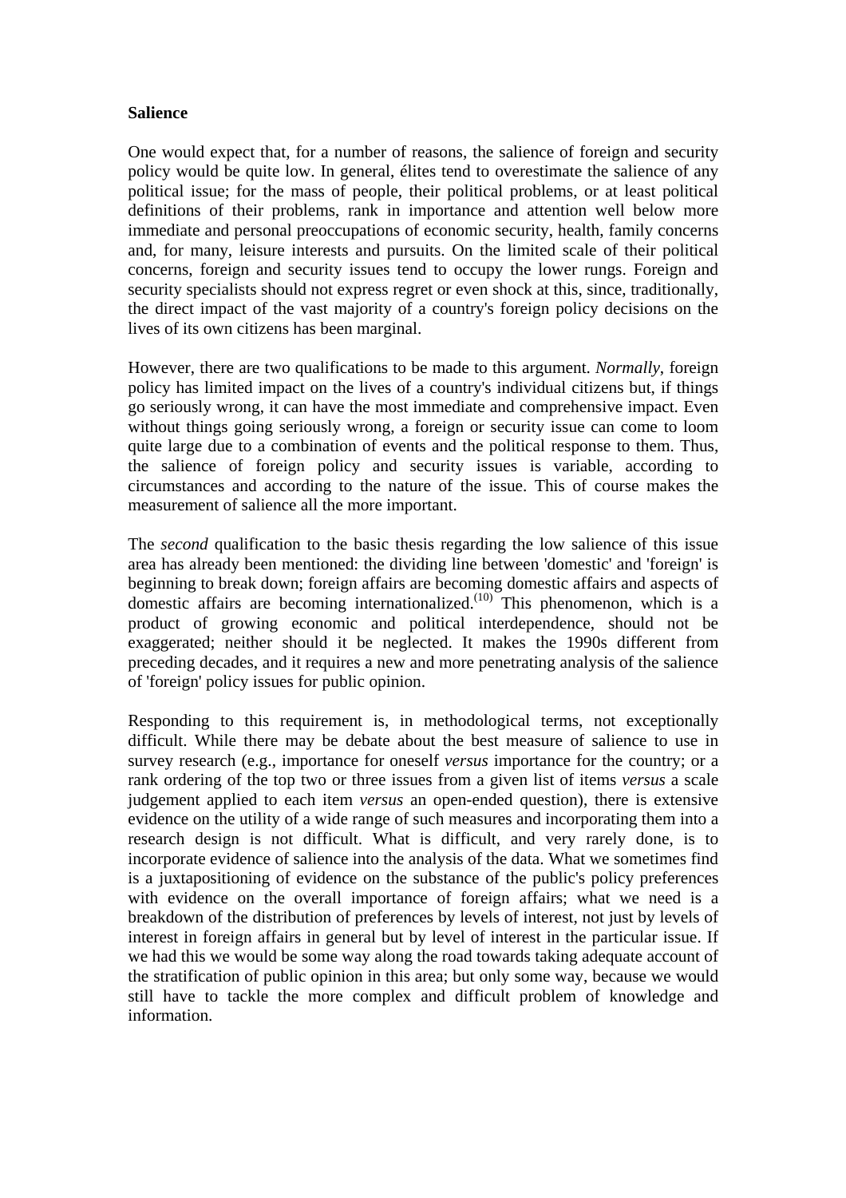**Salience**

One would expect that, for a number of reasons, the salience of foreign and security policy would be quite low. In general, élites tend to overestimate the salience of any political issue; for the mass of people, their political problems, or at least political definitions of their problems, rank in importance and attention well below more immediate and personal preoccupations of economic security, health, family concerns and, for many, leisure interests and pursuits. On the limited scale of their political concerns, foreign and security issues tend to occupy the lower rungs. Foreign and security specialists should not express regret or even shock at this, since, traditionally, the direct impact of the vast majority of a country's foreign policy decisions on the lives of its own citizens has been marginal.

However, there are two qualifications to be made to this argument. *Normally*, foreign policy has limited impact on the lives of a country's individual citizens but, if things go seriously wrong, it can have the most immediate and comprehensive impact. Even without things going seriously wrong, a foreign or security issue can come to loom quite large due to a combination of events and the political response to them. Thus, the salience of foreign policy and security issues is variable, according to circumstances and according to the nature of the issue. This of course makes the measurement of salience all the more important.

The *second* qualification to the basic thesis regarding the low salience of this issue area has already been mentioned: the dividing line between 'domestic' and 'foreign' is beginning to break down; foreign affairs are becoming domestic affairs and aspects of domestic affairs are becoming internationalized.(10) This phenomenon, which is a product of growing economic and political interdependence, should not be exaggerated; neither should it be neglected. It makes the 1990s different from preceding decades, and it requires a new and more penetrating analysis of the salience of 'foreign' policy issues for public opinion.

Responding to this requirement is, in methodological terms, not exceptionally difficult. While there may be debate about the best measure of salience to use in survey research (e.g., importance for oneself *versus* importance for the country; or a rank ordering of the top two or three issues from a given list of items *versus* a scale judgement applied to each item *versus* an open-ended question), there is extensive evidence on the utility of a wide range of such measures and incorporating them into a research design is not difficult. What is difficult, and very rarely done, is to incorporate evidence of salience into the analysis of the data. What we sometimes find is a juxtapositioning of evidence on the substance of the public's policy preferences with evidence on the overall importance of foreign affairs; what we need is a breakdown of the distribution of preferences by levels of interest, not just by levels of interest in foreign affairs in general but by level of interest in the particular issue. If we had this we would be some way along the road towards taking adequate account of the stratification of public opinion in this area; but only some way, because we would still have to tackle the more complex and difficult problem of knowledge and information.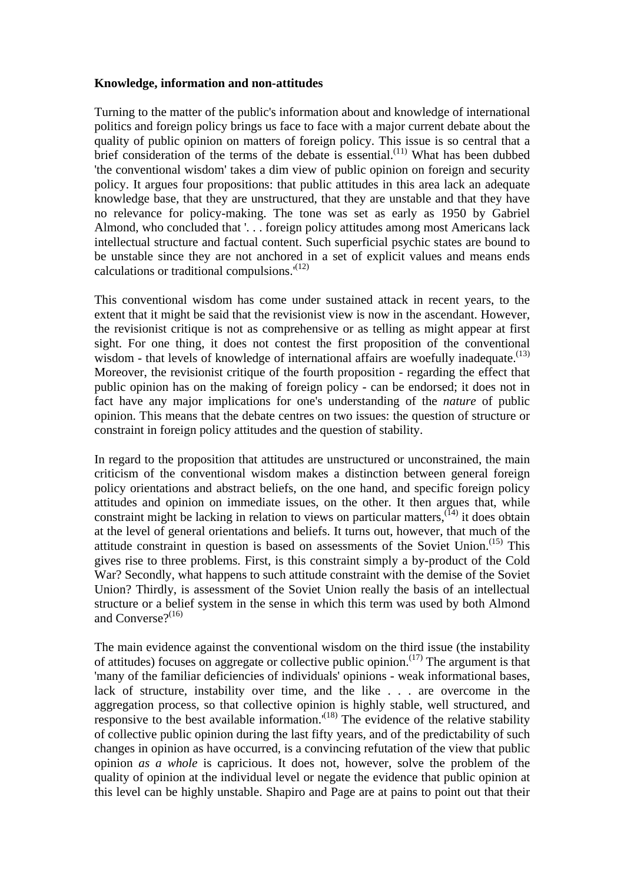**Knowledge, information and non-attitudes**

Turning to the matter of the public's information about and knowledge of international politics and foreign policy brings us face to face with a major current debate about the quality of public opinion on matters of foreign policy. This issue is so central that a brief consideration of the terms of the debate is essential.[(11)] What has been dubbed 'the conventional wisdom' takes a dim view of public opinion on foreign and security policy. It argues four propositions: that public attitudes in this area lack an adequate knowledge base, that they are unstructured, that they are unstable and that they have no relevance for policy-making. The tone was set as early as 1950 by Gabriel Almond, who concluded that '. . . foreign policy attitudes among most Americans lack intellectual structure and factual content. Such superficial psychic states are bound to be unstable since they are not anchored in a set of explicit values and means ends calculations or traditional compulsions.'[(12)]

This conventional wisdom has come under sustained attack in recent years, to the extent that it might be said that the revisionist view is now in the ascendant. However, the revisionist critique is not as comprehensive or as telling as might appear at first sight. For one thing, it does not contest the first proposition of the conventional wisdom - that levels of knowledge of international affairs are woefully inadequate.[(13)] Moreover, the revisionist critique of the fourth proposition - regarding the effect that public opinion has on the making of foreign policy - can be endorsed; it does not in fact have any major implications for one's understanding of the *nature* of public opinion. This means that the debate centres on two issues: the question of structure or constraint in foreign policy attitudes and the question of stability.

In regard to the proposition that attitudes are unstructured or unconstrained, the main criticism of the conventional wisdom makes a distinction between general foreign policy orientations and abstract beliefs, on the one hand, and specific foreign policy attitudes and opinion on immediate issues, on the other. It then argues that, while constraint might be lacking in relation to views on particular matters,[(14)] it does obtain at the level of general orientations and beliefs. It turns out, however, that much of the attitude constraint in question is based on assessments of the Soviet Union.[(15)] This gives rise to three problems. First, is this constraint simply a by-product of the Cold War? Secondly, what happens to such attitude constraint with the demise of the Soviet Union? Thirdly, is assessment of the Soviet Union really the basis of an intellectual structure or a belief system in the sense in which this term was used by both Almond and Converse?[(16)]

The main evidence against the conventional wisdom on the third issue (the instability of attitudes) focuses on aggregate or collective public opinion.[(17)] The argument is that 'many of the familiar deficiencies of individuals' opinions - weak informational bases, lack of structure, instability over time, and the like . . . are overcome in the aggregation process, so that collective opinion is highly stable, well structured, and responsive to the best available information.'[(18)] The evidence of the relative stability of collective public opinion during the last fifty years, and of the predictability of such changes in opinion as have occurred, is a convincing refutation of the view that public opinion *as a whole* is capricious. It does not, however, solve the problem of the quality of opinion at the individual level or negate the evidence that public opinion at this level can be highly unstable. Shapiro and Page are at pains to point out that their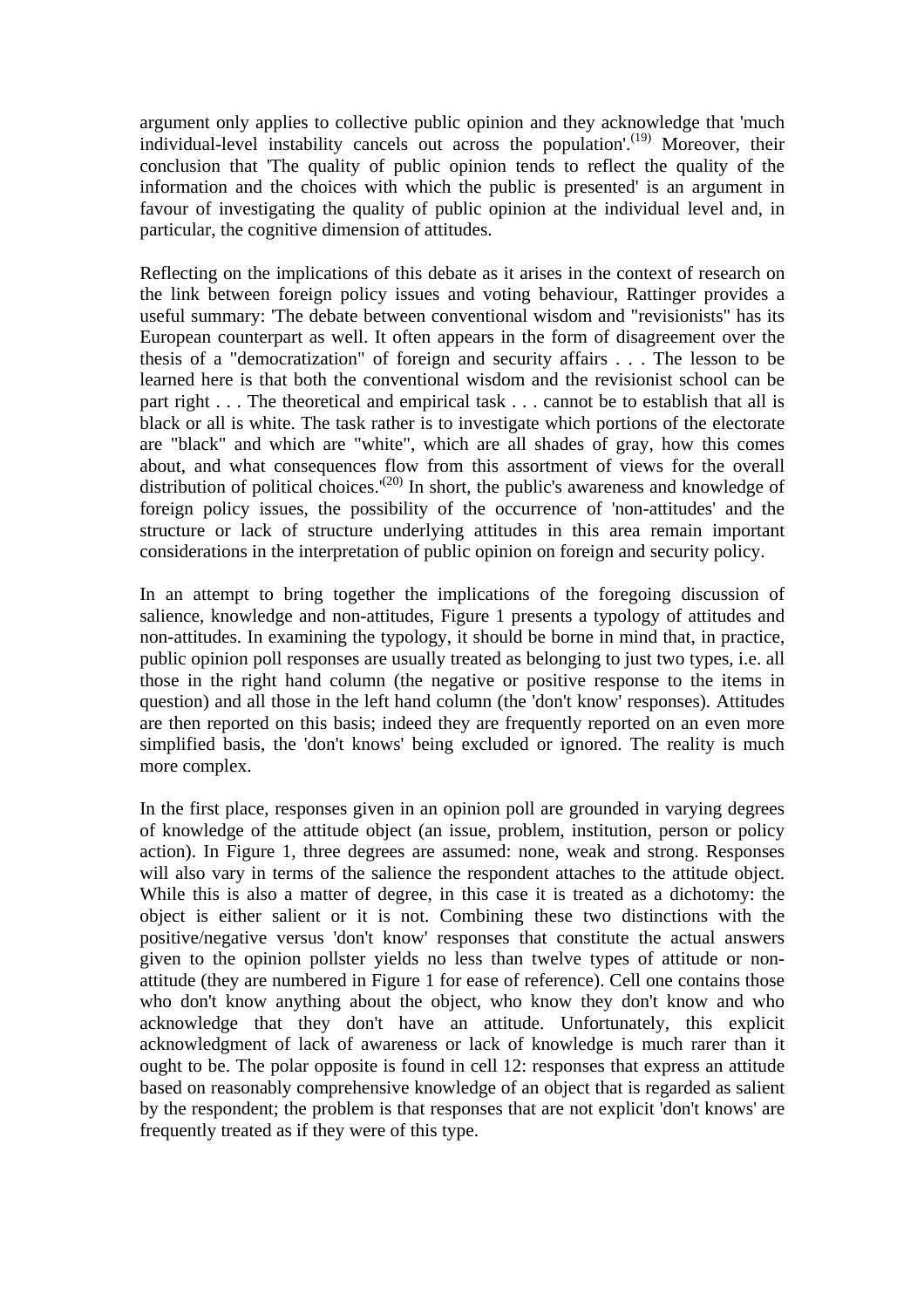argument only applies to collective public opinion and they acknowledge that 'much individual-level instability cancels out across the population'.[19] Moreover, their conclusion that 'The quality of public opinion tends to reflect the quality of the information and the choices with which the public is presented' is an argument in favour of investigating the quality of public opinion at the individual level and, in particular, the cognitive dimension of attitudes.

Reflecting on the implications of this debate as it arises in the context of research on the link between foreign policy issues and voting behaviour, Rattinger provides a useful summary: 'The debate between conventional wisdom and "revisionists" has its European counterpart as well. It often appears in the form of disagreement over the thesis of a "democratization" of foreign and security affairs . . . The lesson to be learned here is that both the conventional wisdom and the revisionist school can be part right . . . The theoretical and empirical task . . . cannot be to establish that all is black or all is white. The task rather is to investigate which portions of the electorate are "black" and which are "white", which are all shades of gray, how this comes about, and what consequences flow from this assortment of views for the overall distribution of political choices.'[20] In short, the public's awareness and knowledge of foreign policy issues, the possibility of the occurrence of 'non-attitudes' and the structure or lack of structure underlying attitudes in this area remain important considerations in the interpretation of public opinion on foreign and security policy.

In an attempt to bring together the implications of the foregoing discussion of salience, knowledge and non-attitudes, Figure 1 presents a typology of attitudes and non-attitudes. In examining the typology, it should be borne in mind that, in practice, public opinion poll responses are usually treated as belonging to just two types, i.e. all those in the right hand column (the negative or positive response to the items in question) and all those in the left hand column (the 'don't know' responses). Attitudes are then reported on this basis; indeed they are frequently reported on an even more simplified basis, the 'don't knows' being excluded or ignored. The reality is much more complex.

In the first place, responses given in an opinion poll are grounded in varying degrees of knowledge of the attitude object (an issue, problem, institution, person or policy action). In Figure 1, three degrees are assumed: none, weak and strong. Responses will also vary in terms of the salience the respondent attaches to the attitude object. While this is also a matter of degree, in this case it is treated as a dichotomy: the object is either salient or it is not. Combining these two distinctions with the positive/negative versus 'don't know' responses that constitute the actual answers given to the opinion pollster yields no less than twelve types of attitude or non-attitude (they are numbered in Figure 1 for ease of reference). Cell one contains those who don't know anything about the object, who know they don't know and who acknowledge that they don't have an attitude. Unfortunately, this explicit acknowledgment of lack of awareness or lack of knowledge is much rarer than it ought to be. The polar opposite is found in cell 12: responses that express an attitude based on reasonably comprehensive knowledge of an object that is regarded as salient by the respondent; the problem is that responses that are not explicit 'don't knows' are frequently treated as if they were of this type.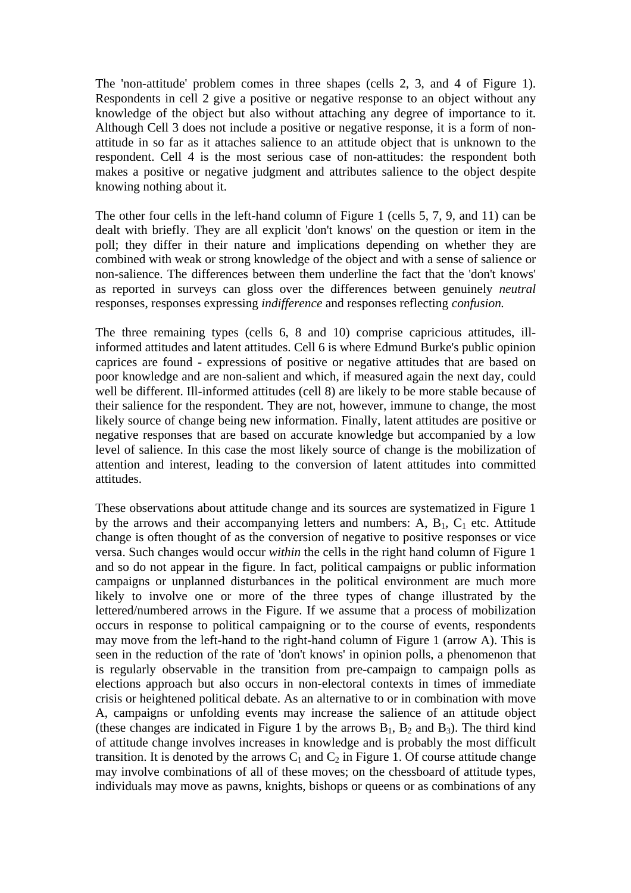The 'non-attitude' problem comes in three shapes (cells 2, 3, and 4 of Figure 1). Respondents in cell 2 give a positive or negative response to an object without any knowledge of the object but also without attaching any degree of importance to it. Although Cell 3 does not include a positive or negative response, it is a form of non-attitude in so far as it attaches salience to an attitude object that is unknown to the respondent. Cell 4 is the most serious case of non-attitudes: the respondent both makes a positive or negative judgment and attributes salience to the object despite knowing nothing about it.

The other four cells in the left-hand column of Figure 1 (cells 5, 7, 9, and 11) can be dealt with briefly. They are all explicit 'don't knows' on the question or item in the poll; they differ in their nature and implications depending on whether they are combined with weak or strong knowledge of the object and with a sense of salience or non-salience. The differences between them underline the fact that the 'don't knows' as reported in surveys can gloss over the differences between genuinely *neutral* responses, responses expressing *indifference* and responses reflecting *confusion.*

The three remaining types (cells 6, 8 and 10) comprise capricious attitudes, ill-informed attitudes and latent attitudes. Cell 6 is where Edmund Burke's public opinion caprices are found - expressions of positive or negative attitudes that are based on poor knowledge and are non-salient and which, if measured again the next day, could well be different. Ill-informed attitudes (cell 8) are likely to be more stable because of their salience for the respondent. They are not, however, immune to change, the most likely source of change being new information. Finally, latent attitudes are positive or negative responses that are based on accurate knowledge but accompanied by a low level of salience. In this case the most likely source of change is the mobilization of attention and interest, leading to the conversion of latent attitudes into committed attitudes.

These observations about attitude change and its sources are systematized in Figure 1 by the arrows and their accompanying letters and numbers: A, $B_1$, $C_1$ etc. Attitude change is often thought of as the conversion of negative to positive responses or vice versa. Such changes would occur *within* the cells in the right hand column of Figure 1 and so do not appear in the figure. In fact, political campaigns or public information campaigns or unplanned disturbances in the political environment are much more likely to involve one or more of the three types of change illustrated by the lettered/numbered arrows in the Figure. If we assume that a process of mobilization occurs in response to political campaigning or to the course of events, respondents may move from the left-hand to the right-hand column of Figure 1 (arrow A). This is seen in the reduction of the rate of 'don't knows' in opinion polls, a phenomenon that is regularly observable in the transition from pre-campaign to campaign polls as elections approach but also occurs in non-electoral contexts in times of immediate crisis or heightened political debate. As an alternative to or in combination with move A, campaigns or unfolding events may increase the salience of an attitude object (these changes are indicated in Figure 1 by the arrows $B_1$, $B_2$ and $B_3$). The third kind of attitude change involves increases in knowledge and is probably the most difficult transition. It is denoted by the arrows $C_1$ and $C_2$ in Figure 1. Of course attitude change may involve combinations of all of these moves; on the chessboard of attitude types, individuals may move as pawns, knights, bishops or queens or as combinations of any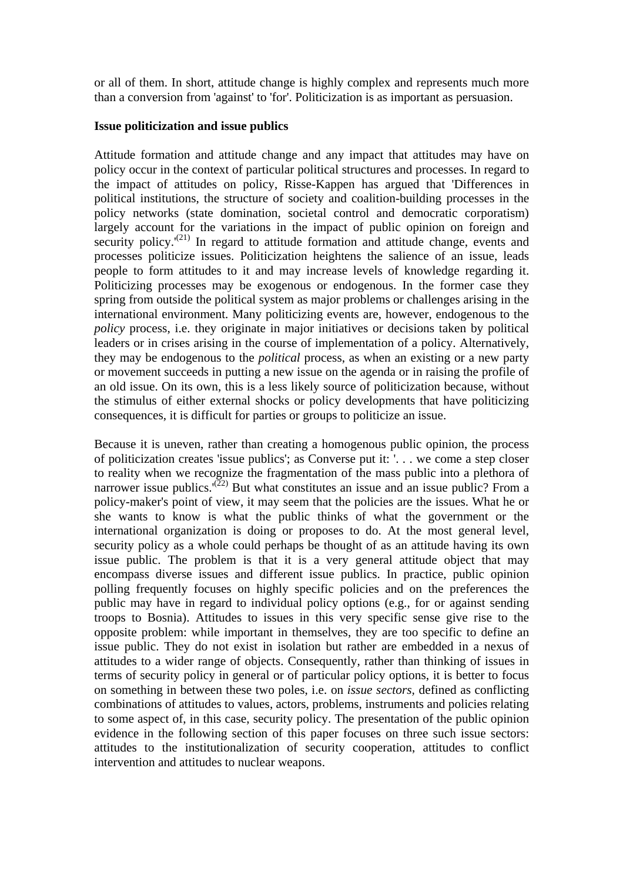or all of them. In short, attitude change is highly complex and represents much more than a conversion from 'against' to 'for'. Politicization is as important as persuasion.

**Issue politicization and issue publics**

Attitude formation and attitude change and any impact that attitudes may have on policy occur in the context of particular political structures and processes. In regard to the impact of attitudes on policy, Risse-Kappen has argued that 'Differences in political institutions, the structure of society and coalition-building processes in the policy networks (state domination, societal control and democratic corporatism) largely account for the variations in the impact of public opinion on foreign and security policy.'[21] In regard to attitude formation and attitude change, events and processes politicize issues. Politicization heightens the salience of an issue, leads people to form attitudes to it and may increase levels of knowledge regarding it. Politicizing processes may be exogenous or endogenous. In the former case they spring from outside the political system as major problems or challenges arising in the international environment. Many politicizing events are, however, endogenous to the *policy* process, i.e. they originate in major initiatives or decisions taken by political leaders or in crises arising in the course of implementation of a policy. Alternatively, they may be endogenous to the *political* process, as when an existing or a new party or movement succeeds in putting a new issue on the agenda or in raising the profile of an old issue. On its own, this is a less likely source of politicization because, without the stimulus of either external shocks or policy developments that have politicizing consequences, it is difficult for parties or groups to politicize an issue.

Because it is uneven, rather than creating a homogenous public opinion, the process of politicization creates 'issue publics'; as Converse put it: '. . . we come a step closer to reality when we recognize the fragmentation of the mass public into a plethora of narrower issue publics.'[22] But what constitutes an issue and an issue public? From a policy-maker's point of view, it may seem that the policies are the issues. What he or she wants to know is what the public thinks of what the government or the international organization is doing or proposes to do. At the most general level, security policy as a whole could perhaps be thought of as an attitude having its own issue public. The problem is that it is a very general attitude object that may encompass diverse issues and different issue publics. In practice, public opinion polling frequently focuses on highly specific policies and on the preferences the public may have in regard to individual policy options (e.g., for or against sending troops to Bosnia). Attitudes to issues in this very specific sense give rise to the opposite problem: while important in themselves, they are too specific to define an issue public. They do not exist in isolation but rather are embedded in a nexus of attitudes to a wider range of objects. Consequently, rather than thinking of issues in terms of security policy in general or of particular policy options, it is better to focus on something in between these two poles, i.e. on *issue sectors*, defined as conflicting combinations of attitudes to values, actors, problems, instruments and policies relating to some aspect of, in this case, security policy. The presentation of the public opinion evidence in the following section of this paper focuses on three such issue sectors: attitudes to the institutionalization of security cooperation, attitudes to conflict intervention and attitudes to nuclear weapons.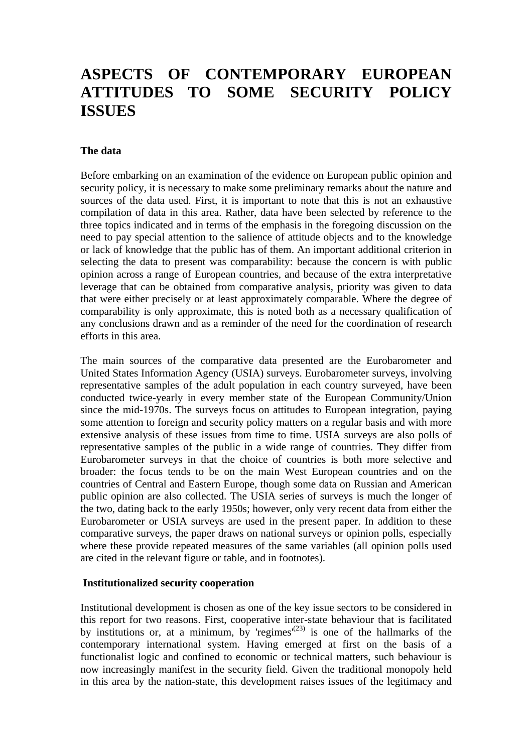# ASPECTS OF CONTEMPORARY EUROPEAN ATTITUDES TO SOME SECURITY POLICY ISSUES

**The data**

Before embarking on an examination of the evidence on European public opinion and security policy, it is necessary to make some preliminary remarks about the nature and sources of the data used. First, it is important to note that this is not an exhaustive compilation of data in this area. Rather, data have been selected by reference to the three topics indicated and in terms of the emphasis in the foregoing discussion on the need to pay special attention to the salience of attitude objects and to the knowledge or lack of knowledge that the public has of them. An important additional criterion in selecting the data to present was comparability: because the concern is with public opinion across a range of European countries, and because of the extra interpretative leverage that can be obtained from comparative analysis, priority was given to data that were either precisely or at least approximately comparable. Where the degree of comparability is only approximate, this is noted both as a necessary qualification of any conclusions drawn and as a reminder of the need for the coordination of research efforts in this area.

The main sources of the comparative data presented are the Eurobarometer and United States Information Agency (USIA) surveys. Eurobarometer surveys, involving representative samples of the adult population in each country surveyed, have been conducted twice-yearly in every member state of the European Community/Union since the mid-1970s. The surveys focus on attitudes to European integration, paying some attention to foreign and security policy matters on a regular basis and with more extensive analysis of these issues from time to time. USIA surveys are also polls of representative samples of the public in a wide range of countries. They differ from Eurobarometer surveys in that the choice of countries is both more selective and broader: the focus tends to be on the main West European countries and on the countries of Central and Eastern Europe, though some data on Russian and American public opinion are also collected. The USIA series of surveys is much the longer of the two, dating back to the early 1950s; however, only very recent data from either the Eurobarometer or USIA surveys are used in the present paper. In addition to these comparative surveys, the paper draws on national surveys or opinion polls, especially where these provide repeated measures of the same variables (all opinion polls used are cited in the relevant figure or table, and in footnotes).

**Institutionalized security cooperation**

Institutional development is chosen as one of the key issue sectors to be considered in this report for two reasons. First, cooperative inter-state behaviour that is facilitated by institutions or, at a minimum, by 'regimes'[(23)] is one of the hallmarks of the contemporary international system. Having emerged at first on the basis of a functionalist logic and confined to economic or technical matters, such behaviour is now increasingly manifest in the security field. Given the traditional monopoly held in this area by the nation-state, this development raises issues of the legitimacy and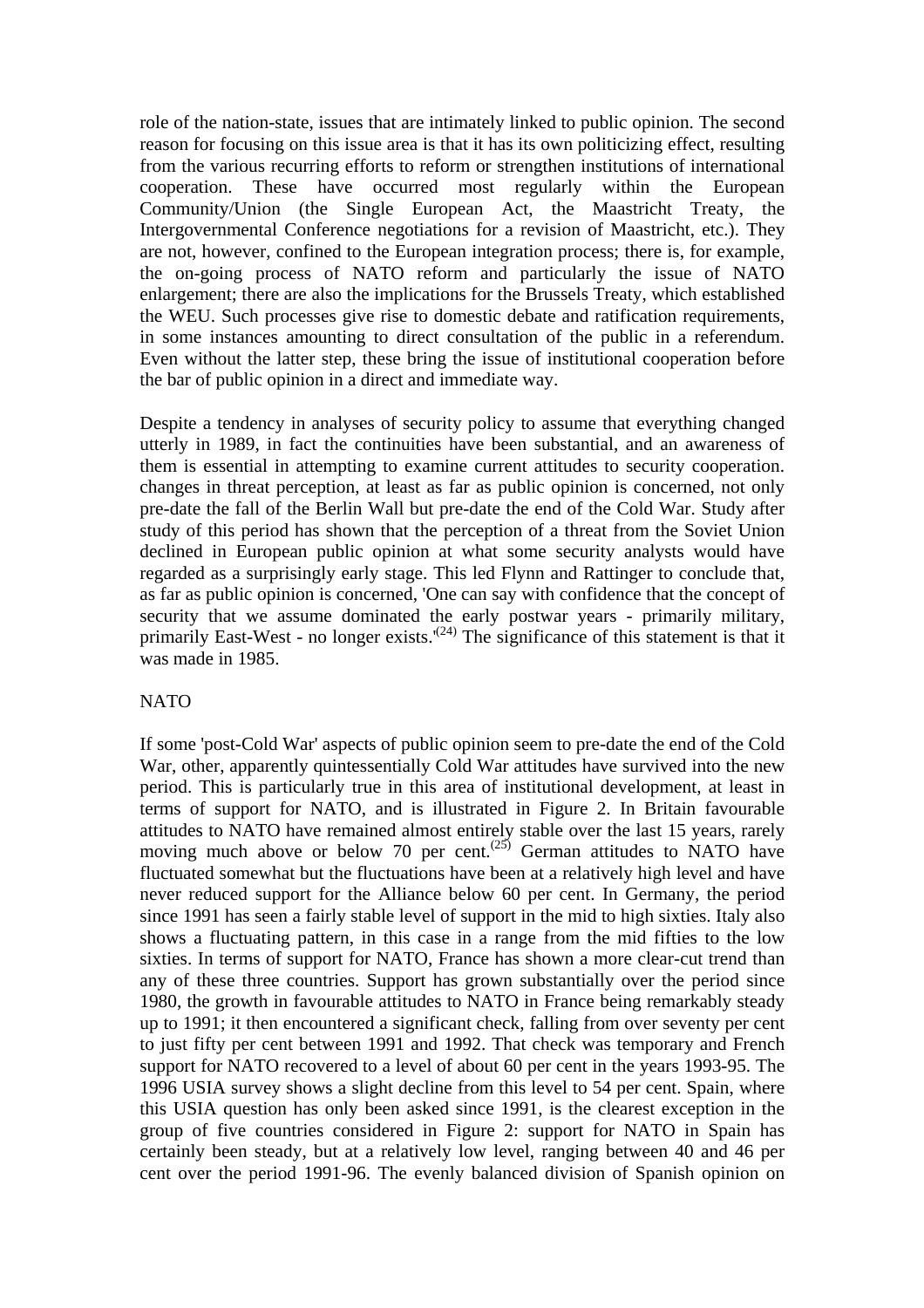role of the nation-state, issues that are intimately linked to public opinion. The second reason for focusing on this issue area is that it has its own politicizing effect, resulting from the various recurring efforts to reform or strengthen institutions of international cooperation. These have occurred most regularly within the European Community/Union (the Single European Act, the Maastricht Treaty, the Intergovernmental Conference negotiations for a revision of Maastricht, etc.). They are not, however, confined to the European integration process; there is, for example, the on-going process of NATO reform and particularly the issue of NATO enlargement; there are also the implications for the Brussels Treaty, which established the WEU. Such processes give rise to domestic debate and ratification requirements, in some instances amounting to direct consultation of the public in a referendum. Even without the latter step, these bring the issue of institutional cooperation before the bar of public opinion in a direct and immediate way.

Despite a tendency in analyses of security policy to assume that everything changed utterly in 1989, in fact the continuities have been substantial, and an awareness of them is essential in attempting to examine current attitudes to security cooperation. changes in threat perception, at least as far as public opinion is concerned, not only pre-date the fall of the Berlin Wall but pre-date the end of the Cold War. Study after study of this period has shown that the perception of a threat from the Soviet Union declined in European public opinion at what some security analysts would have regarded as a surprisingly early stage. This led Flynn and Rattinger to conclude that, as far as public opinion is concerned, 'One can say with confidence that the concept of security that we assume dominated the early postwar years - primarily military, primarily East-West - no longer exists.'[24] The significance of this statement is that it was made in 1985.

NATO

If some 'post-Cold War' aspects of public opinion seem to pre-date the end of the Cold War, other, apparently quintessentially Cold War attitudes have survived into the new period. This is particularly true in this area of institutional development, at least in terms of support for NATO, and is illustrated in Figure 2. In Britain favourable attitudes to NATO have remained almost entirely stable over the last 15 years, rarely moving much above or below 70 per cent.[25] German attitudes to NATO have fluctuated somewhat but the fluctuations have been at a relatively high level and have never reduced support for the Alliance below 60 per cent. In Germany, the period since 1991 has seen a fairly stable level of support in the mid to high sixties. Italy also shows a fluctuating pattern, in this case in a range from the mid fifties to the low sixties. In terms of support for NATO, France has shown a more clear-cut trend than any of these three countries. Support has grown substantially over the period since 1980, the growth in favourable attitudes to NATO in France being remarkably steady up to 1991; it then encountered a significant check, falling from over seventy per cent to just fifty per cent between 1991 and 1992. That check was temporary and French support for NATO recovered to a level of about 60 per cent in the years 1993-95. The 1996 USIA survey shows a slight decline from this level to 54 per cent. Spain, where this USIA question has only been asked since 1991, is the clearest exception in the group of five countries considered in Figure 2: support for NATO in Spain has certainly been steady, but at a relatively low level, ranging between 40 and 46 per cent over the period 1991-96. The evenly balanced division of Spanish opinion on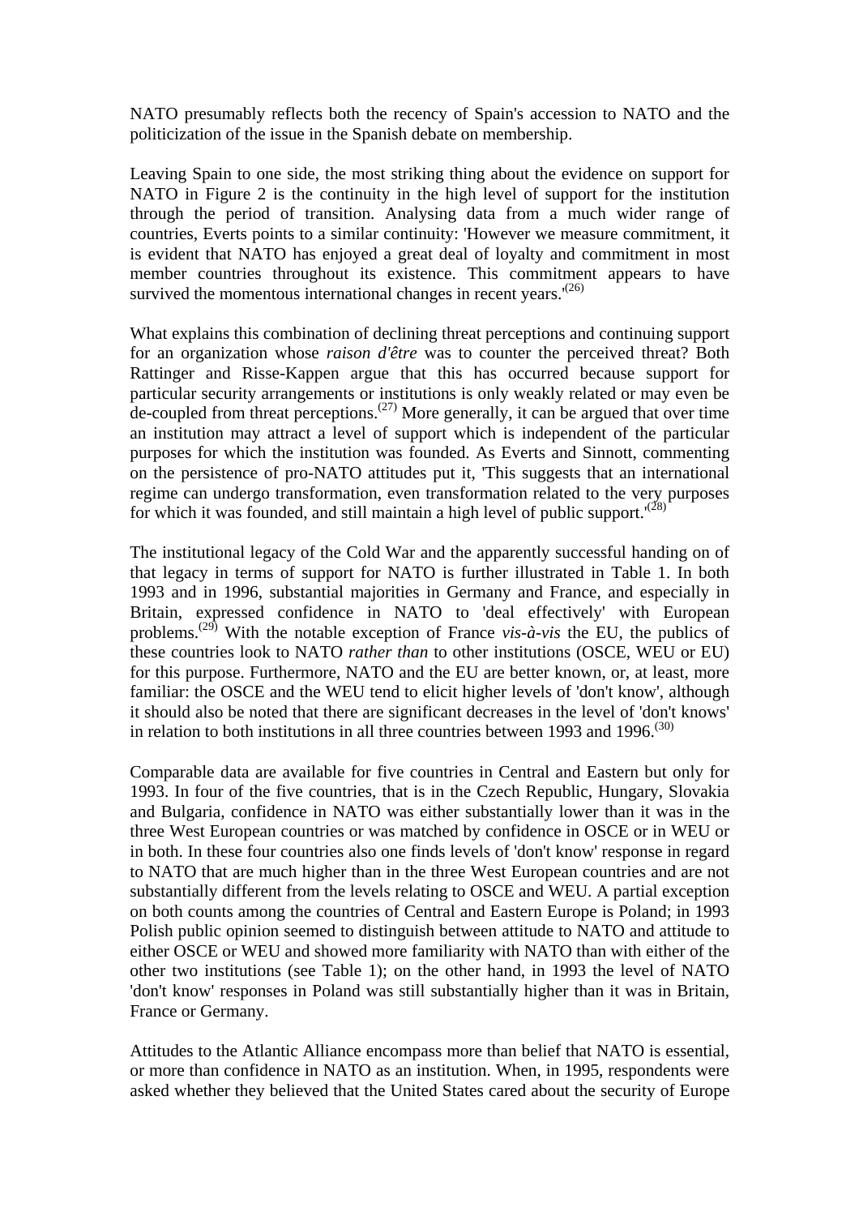NATO presumably reflects both the recency of Spain's accession to NATO and the politicization of the issue in the Spanish debate on membership.

Leaving Spain to one side, the most striking thing about the evidence on support for NATO in Figure 2 is the continuity in the high level of support for the institution through the period of transition. Analysing data from a much wider range of countries, Everts points to a similar continuity: 'However we measure commitment, it is evident that NATO has enjoyed a great deal of loyalty and commitment in most member countries throughout its existence. This commitment appears to have survived the momentous international changes in recent years.'[26]

What explains this combination of declining threat perceptions and continuing support for an organization whose *raison d'être* was to counter the perceived threat? Both Rattinger and Risse-Kappen argue that this has occurred because support for particular security arrangements or institutions is only weakly related or may even be de-coupled from threat perceptions.[27] More generally, it can be argued that over time an institution may attract a level of support which is independent of the particular purposes for which the institution was founded. As Everts and Sinnott, commenting on the persistence of pro-NATO attitudes put it, 'This suggests that an international regime can undergo transformation, even transformation related to the very purposes for which it was founded, and still maintain a high level of public support.'[28]

The institutional legacy of the Cold War and the apparently successful handing on of that legacy in terms of support for NATO is further illustrated in Table 1. In both 1993 and in 1996, substantial majorities in Germany and France, and especially in Britain, expressed confidence in NATO to 'deal effectively' with European problems.[29] With the notable exception of France *vis-à-vis* the EU, the publics of these countries look to NATO *rather than* to other institutions (OSCE, WEU or EU) for this purpose. Furthermore, NATO and the EU are better known, or, at least, more familiar: the OSCE and the WEU tend to elicit higher levels of 'don't know', although it should also be noted that there are significant decreases in the level of 'don't knows' in relation to both institutions in all three countries between 1993 and 1996.[30]

Comparable data are available for five countries in Central and Eastern but only for 1993. In four of the five countries, that is in the Czech Republic, Hungary, Slovakia and Bulgaria, confidence in NATO was either substantially lower than it was in the three West European countries or was matched by confidence in OSCE or in WEU or in both. In these four countries also one finds levels of 'don't know' response in regard to NATO that are much higher than in the three West European countries and are not substantially different from the levels relating to OSCE and WEU. A partial exception on both counts among the countries of Central and Eastern Europe is Poland; in 1993 Polish public opinion seemed to distinguish between attitude to NATO and attitude to either OSCE or WEU and showed more familiarity with NATO than with either of the other two institutions (see Table 1); on the other hand, in 1993 the level of NATO 'don't know' responses in Poland was still substantially higher than it was in Britain, France or Germany.

Attitudes to the Atlantic Alliance encompass more than belief that NATO is essential, or more than confidence in NATO as an institution. When, in 1995, respondents were asked whether they believed that the United States cared about the security of Europe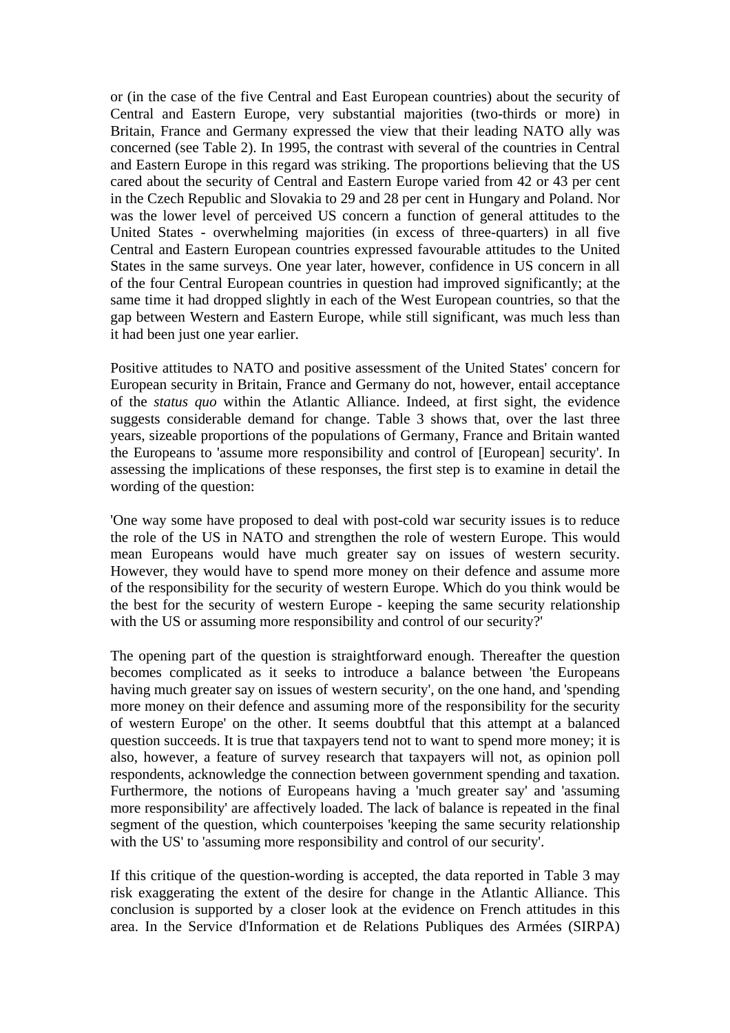or (in the case of the five Central and East European countries) about the security of Central and Eastern Europe, very substantial majorities (two-thirds or more) in Britain, France and Germany expressed the view that their leading NATO ally was concerned (see Table 2). In 1995, the contrast with several of the countries in Central and Eastern Europe in this regard was striking. The proportions believing that the US cared about the security of Central and Eastern Europe varied from 42 or 43 per cent in the Czech Republic and Slovakia to 29 and 28 per cent in Hungary and Poland. Nor was the lower level of perceived US concern a function of general attitudes to the United States - overwhelming majorities (in excess of three-quarters) in all five Central and Eastern European countries expressed favourable attitudes to the United States in the same surveys. One year later, however, confidence in US concern in all of the four Central European countries in question had improved significantly; at the same time it had dropped slightly in each of the West European countries, so that the gap between Western and Eastern Europe, while still significant, was much less than it had been just one year earlier.

Positive attitudes to NATO and positive assessment of the United States' concern for European security in Britain, France and Germany do not, however, entail acceptance of the *status quo* within the Atlantic Alliance. Indeed, at first sight, the evidence suggests considerable demand for change. Table 3 shows that, over the last three years, sizeable proportions of the populations of Germany, France and Britain wanted the Europeans to 'assume more responsibility and control of [European] security'. In assessing the implications of these responses, the first step is to examine in detail the wording of the question:

'One way some have proposed to deal with post-cold war security issues is to reduce the role of the US in NATO and strengthen the role of western Europe. This would mean Europeans would have much greater say on issues of western security. However, they would have to spend more money on their defence and assume more of the responsibility for the security of western Europe. Which do you think would be the best for the security of western Europe - keeping the same security relationship with the US or assuming more responsibility and control of our security?'

The opening part of the question is straightforward enough. Thereafter the question becomes complicated as it seeks to introduce a balance between 'the Europeans having much greater say on issues of western security', on the one hand, and 'spending more money on their defence and assuming more of the responsibility for the security of western Europe' on the other. It seems doubtful that this attempt at a balanced question succeeds. It is true that taxpayers tend not to want to spend more money; it is also, however, a feature of survey research that taxpayers will not, as opinion poll respondents, acknowledge the connection between government spending and taxation. Furthermore, the notions of Europeans having a 'much greater say' and 'assuming more responsibility' are affectively loaded. The lack of balance is repeated in the final segment of the question, which counterpoises 'keeping the same security relationship with the US' to 'assuming more responsibility and control of our security'.

If this critique of the question-wording is accepted, the data reported in Table 3 may risk exaggerating the extent of the desire for change in the Atlantic Alliance. This conclusion is supported by a closer look at the evidence on French attitudes in this area. In the Service d'Information et de Relations Publiques des Armées (SIRPA)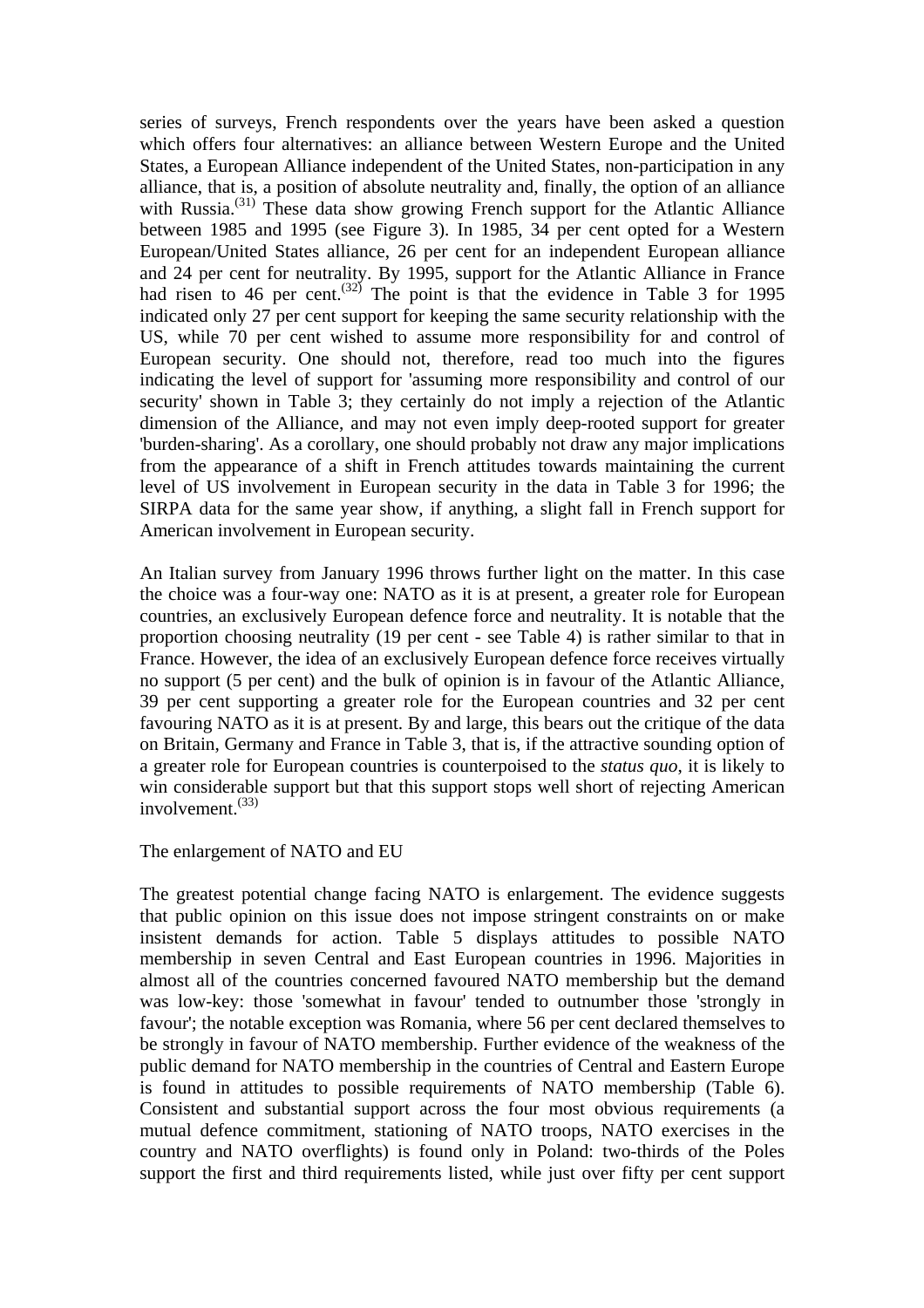series of surveys, French respondents over the years have been asked a question which offers four alternatives: an alliance between Western Europe and the United States, a European Alliance independent of the United States, non-participation in any alliance, that is, a position of absolute neutrality and, finally, the option of an alliance with Russia.[31] These data show growing French support for the Atlantic Alliance between 1985 and 1995 (see Figure 3). In 1985, 34 per cent opted for a Western European/United States alliance, 26 per cent for an independent European alliance and 24 per cent for neutrality. By 1995, support for the Atlantic Alliance in France had risen to 46 per cent.[32] The point is that the evidence in Table 3 for 1995 indicated only 27 per cent support for keeping the same security relationship with the US, while 70 per cent wished to assume more responsibility for and control of European security. One should not, therefore, read too much into the figures indicating the level of support for 'assuming more responsibility and control of our security' shown in Table 3; they certainly do not imply a rejection of the Atlantic dimension of the Alliance, and may not even imply deep-rooted support for greater 'burden-sharing'. As a corollary, one should probably not draw any major implications from the appearance of a shift in French attitudes towards maintaining the current level of US involvement in European security in the data in Table 3 for 1996; the SIRPA data for the same year show, if anything, a slight fall in French support for American involvement in European security.

An Italian survey from January 1996 throws further light on the matter. In this case the choice was a four-way one: NATO as it is at present, a greater role for European countries, an exclusively European defence force and neutrality. It is notable that the proportion choosing neutrality (19 per cent - see Table 4) is rather similar to that in France. However, the idea of an exclusively European defence force receives virtually no support (5 per cent) and the bulk of opinion is in favour of the Atlantic Alliance, 39 per cent supporting a greater role for the European countries and 32 per cent favouring NATO as it is at present. By and large, this bears out the critique of the data on Britain, Germany and France in Table 3, that is, if the attractive sounding option of a greater role for European countries is counterpoised to the *status quo*, it is likely to win considerable support but that this support stops well short of rejecting American involvement.[33]

## The enlargement of NATO and EU

The greatest potential change facing NATO is enlargement. The evidence suggests that public opinion on this issue does not impose stringent constraints on or make insistent demands for action. Table 5 displays attitudes to possible NATO membership in seven Central and East European countries in 1996. Majorities in almost all of the countries concerned favoured NATO membership but the demand was low-key: those 'somewhat in favour' tended to outnumber those 'strongly in favour'; the notable exception was Romania, where 56 per cent declared themselves to be strongly in favour of NATO membership. Further evidence of the weakness of the public demand for NATO membership in the countries of Central and Eastern Europe is found in attitudes to possible requirements of NATO membership (Table 6). Consistent and substantial support across the four most obvious requirements (a mutual defence commitment, stationing of NATO troops, NATO exercises in the country and NATO overflights) is found only in Poland: two-thirds of the Poles support the first and third requirements listed, while just over fifty per cent support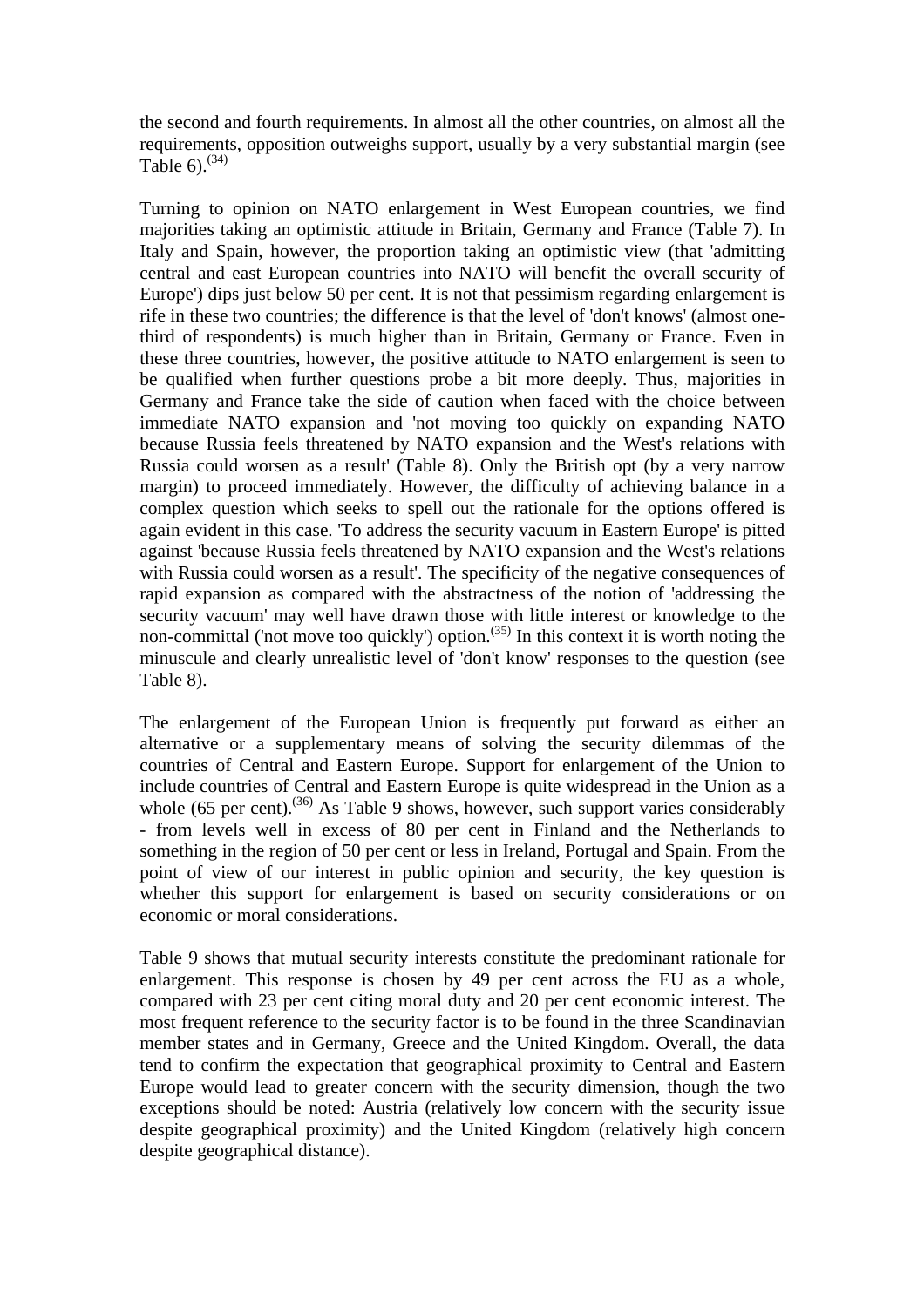the second and fourth requirements. In almost all the other countries, on almost all the requirements, opposition outweighs support, usually by a very substantial margin (see Table 6).[34]

Turning to opinion on NATO enlargement in West European countries, we find majorities taking an optimistic attitude in Britain, Germany and France (Table 7). In Italy and Spain, however, the proportion taking an optimistic view (that 'admitting central and east European countries into NATO will benefit the overall security of Europe') dips just below 50 per cent. It is not that pessimism regarding enlargement is rife in these two countries; the difference is that the level of 'don't knows' (almost one-third of respondents) is much higher than in Britain, Germany or France. Even in these three countries, however, the positive attitude to NATO enlargement is seen to be qualified when further questions probe a bit more deeply. Thus, majorities in Germany and France take the side of caution when faced with the choice between immediate NATO expansion and 'not moving too quickly on expanding NATO because Russia feels threatened by NATO expansion and the West's relations with Russia could worsen as a result' (Table 8). Only the British opt (by a very narrow margin) to proceed immediately. However, the difficulty of achieving balance in a complex question which seeks to spell out the rationale for the options offered is again evident in this case. 'To address the security vacuum in Eastern Europe' is pitted against 'because Russia feels threatened by NATO expansion and the West's relations with Russia could worsen as a result'. The specificity of the negative consequences of rapid expansion as compared with the abstractness of the notion of 'addressing the security vacuum' may well have drawn those with little interest or knowledge to the non-committal ('not move too quickly') option.[35] In this context it is worth noting the minuscule and clearly unrealistic level of 'don't know' responses to the question (see Table 8).

The enlargement of the European Union is frequently put forward as either an alternative or a supplementary means of solving the security dilemmas of the countries of Central and Eastern Europe. Support for enlargement of the Union to include countries of Central and Eastern Europe is quite widespread in the Union as a whole (65 per cent).[36] As Table 9 shows, however, such support varies considerably - from levels well in excess of 80 per cent in Finland and the Netherlands to something in the region of 50 per cent or less in Ireland, Portugal and Spain. From the point of view of our interest in public opinion and security, the key question is whether this support for enlargement is based on security considerations or on economic or moral considerations.

Table 9 shows that mutual security interests constitute the predominant rationale for enlargement. This response is chosen by 49 per cent across the EU as a whole, compared with 23 per cent citing moral duty and 20 per cent economic interest. The most frequent reference to the security factor is to be found in the three Scandinavian member states and in Germany, Greece and the United Kingdom. Overall, the data tend to confirm the expectation that geographical proximity to Central and Eastern Europe would lead to greater concern with the security dimension, though the two exceptions should be noted: Austria (relatively low concern with the security issue despite geographical proximity) and the United Kingdom (relatively high concern despite geographical distance).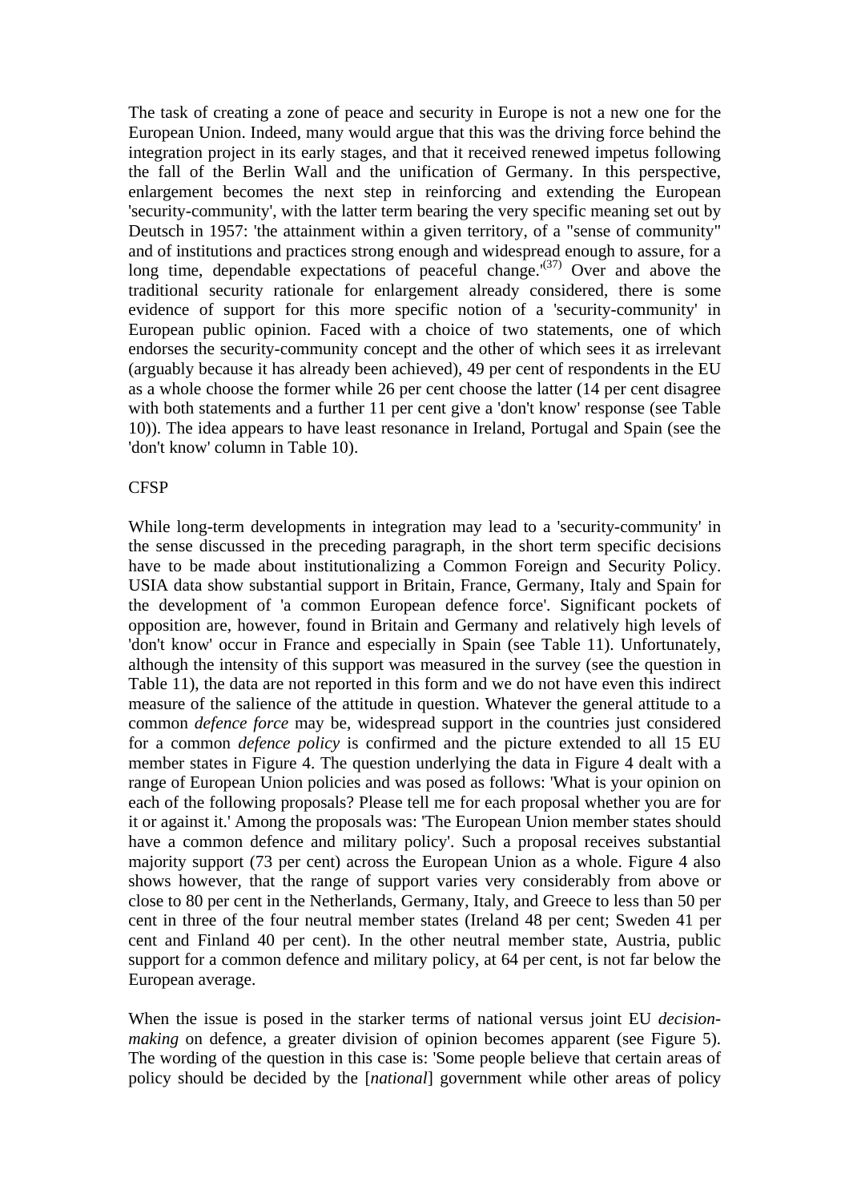The task of creating a zone of peace and security in Europe is not a new one for the European Union. Indeed, many would argue that this was the driving force behind the integration project in its early stages, and that it received renewed impetus following the fall of the Berlin Wall and the unification of Germany. In this perspective, enlargement becomes the next step in reinforcing and extending the European 'security-community', with the latter term bearing the very specific meaning set out by Deutsch in 1957: 'the attainment within a given territory, of a "sense of community" and of institutions and practices strong enough and widespread enough to assure, for a long time, dependable expectations of peaceful change.'[37] Over and above the traditional security rationale for enlargement already considered, there is some evidence of support for this more specific notion of a 'security-community' in European public opinion. Faced with a choice of two statements, one of which endorses the security-community concept and the other of which sees it as irrelevant (arguably because it has already been achieved), 49 per cent of respondents in the EU as a whole choose the former while 26 per cent choose the latter (14 per cent disagree with both statements and a further 11 per cent give a 'don't know' response (see Table 10)). The idea appears to have least resonance in Ireland, Portugal and Spain (see the 'don't know' column in Table 10).

## CFSP

While long-term developments in integration may lead to a 'security-community' in the sense discussed in the preceding paragraph, in the short term specific decisions have to be made about institutionalizing a Common Foreign and Security Policy. USIA data show substantial support in Britain, France, Germany, Italy and Spain for the development of 'a common European defence force'. Significant pockets of opposition are, however, found in Britain and Germany and relatively high levels of 'don't know' occur in France and especially in Spain (see Table 11). Unfortunately, although the intensity of this support was measured in the survey (see the question in Table 11), the data are not reported in this form and we do not have even this indirect measure of the salience of the attitude in question. Whatever the general attitude to a common *defence force* may be, widespread support in the countries just considered for a common *defence policy* is confirmed and the picture extended to all 15 EU member states in Figure 4. The question underlying the data in Figure 4 dealt with a range of European Union policies and was posed as follows: 'What is your opinion on each of the following proposals? Please tell me for each proposal whether you are for it or against it.' Among the proposals was: 'The European Union member states should have a common defence and military policy'. Such a proposal receives substantial majority support (73 per cent) across the European Union as a whole. Figure 4 also shows however, that the range of support varies very considerably from above or close to 80 per cent in the Netherlands, Germany, Italy, and Greece to less than 50 per cent in three of the four neutral member states (Ireland 48 per cent; Sweden 41 per cent and Finland 40 per cent). In the other neutral member state, Austria, public support for a common defence and military policy, at 64 per cent, is not far below the European average.

When the issue is posed in the starker terms of national versus joint EU *decision-making* on defence, a greater division of opinion becomes apparent (see Figure 5). The wording of the question in this case is: 'Some people believe that certain areas of policy should be decided by the [*national*] government while other areas of policy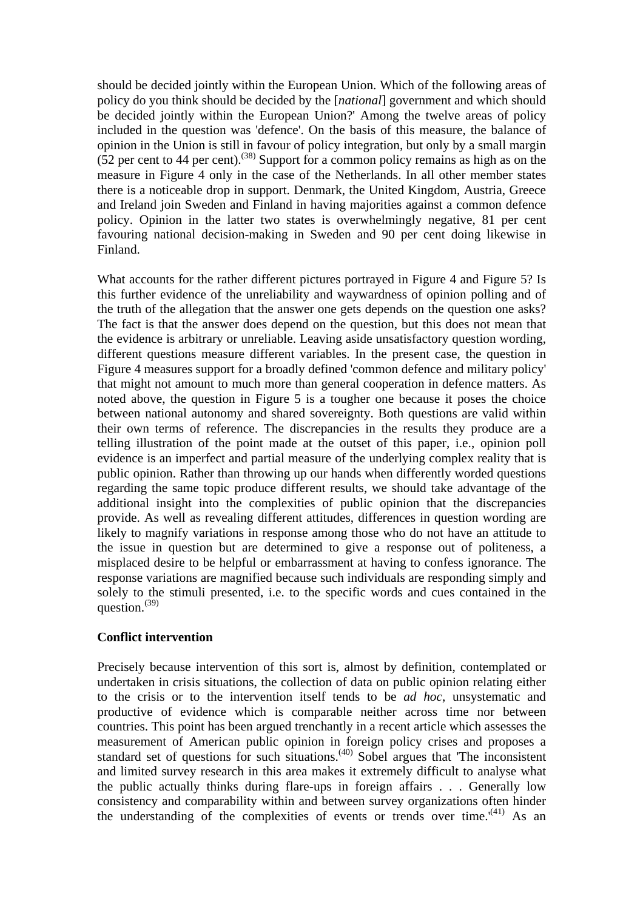should be decided jointly within the European Union. Which of the following areas of policy do you think should be decided by the [*national*] government and which should be decided jointly within the European Union?' Among the twelve areas of policy included in the question was 'defence'. On the basis of this measure, the balance of opinion in the Union is still in favour of policy integration, but only by a small margin (52 per cent to 44 per cent).[38] Support for a common policy remains as high as on the measure in Figure 4 only in the case of the Netherlands. In all other member states there is a noticeable drop in support. Denmark, the United Kingdom, Austria, Greece and Ireland join Sweden and Finland in having majorities against a common defence policy. Opinion in the latter two states is overwhelmingly negative, 81 per cent favouring national decision-making in Sweden and 90 per cent doing likewise in Finland.

What accounts for the rather different pictures portrayed in Figure 4 and Figure 5? Is this further evidence of the unreliability and waywardness of opinion polling and of the truth of the allegation that the answer one gets depends on the question one asks? The fact is that the answer does depend on the question, but this does not mean that the evidence is arbitrary or unreliable. Leaving aside unsatisfactory question wording, different questions measure different variables. In the present case, the question in Figure 4 measures support for a broadly defined 'common defence and military policy' that might not amount to much more than general cooperation in defence matters. As noted above, the question in Figure 5 is a tougher one because it poses the choice between national autonomy and shared sovereignty. Both questions are valid within their own terms of reference. The discrepancies in the results they produce are a telling illustration of the point made at the outset of this paper, i.e., opinion poll evidence is an imperfect and partial measure of the underlying complex reality that is public opinion. Rather than throwing up our hands when differently worded questions regarding the same topic produce different results, we should take advantage of the additional insight into the complexities of public opinion that the discrepancies provide. As well as revealing different attitudes, differences in question wording are likely to magnify variations in response among those who do not have an attitude to the issue in question but are determined to give a response out of politeness, a misplaced desire to be helpful or embarrassment at having to confess ignorance. The response variations are magnified because such individuals are responding simply and solely to the stimuli presented, i.e. to the specific words and cues contained in the question.[39]

**Conflict intervention**

Precisely because intervention of this sort is, almost by definition, contemplated or undertaken in crisis situations, the collection of data on public opinion relating either to the crisis or to the intervention itself tends to be *ad hoc*, unsystematic and productive of evidence which is comparable neither across time nor between countries. This point has been argued trenchantly in a recent article which assesses the measurement of American public opinion in foreign policy crises and proposes a standard set of questions for such situations.[40] Sobel argues that 'The inconsistent and limited survey research in this area makes it extremely difficult to analyse what the public actually thinks during flare-ups in foreign affairs . . . Generally low consistency and comparability within and between survey organizations often hinder the understanding of the complexities of events or trends over time.'[41] As an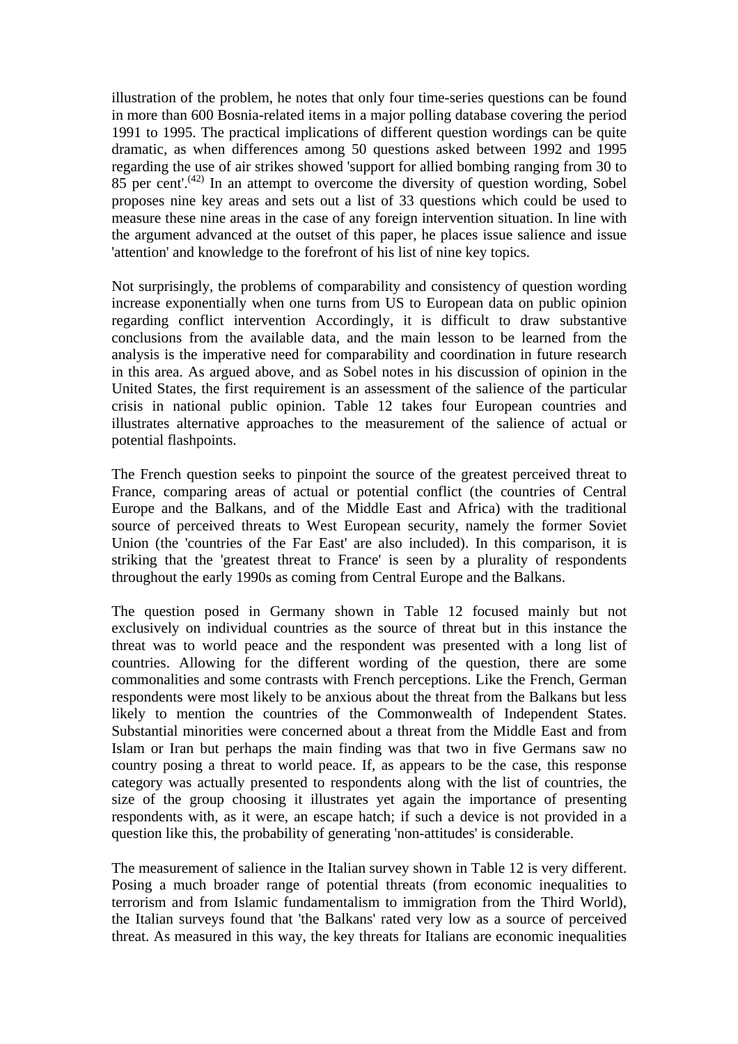illustration of the problem, he notes that only four time-series questions can be found in more than 600 Bosnia-related items in a major polling database covering the period 1991 to 1995. The practical implications of different question wordings can be quite dramatic, as when differences among 50 questions asked between 1992 and 1995 regarding the use of air strikes showed 'support for allied bombing ranging from 30 to 85 per cent'.[(42)] In an attempt to overcome the diversity of question wording, Sobel proposes nine key areas and sets out a list of 33 questions which could be used to measure these nine areas in the case of any foreign intervention situation. In line with the argument advanced at the outset of this paper, he places issue salience and issue 'attention' and knowledge to the forefront of his list of nine key topics.

Not surprisingly, the problems of comparability and consistency of question wording increase exponentially when one turns from US to European data on public opinion regarding conflict intervention Accordingly, it is difficult to draw substantive conclusions from the available data, and the main lesson to be learned from the analysis is the imperative need for comparability and coordination in future research in this area. As argued above, and as Sobel notes in his discussion of opinion in the United States, the first requirement is an assessment of the salience of the particular crisis in national public opinion. Table 12 takes four European countries and illustrates alternative approaches to the measurement of the salience of actual or potential flashpoints.

The French question seeks to pinpoint the source of the greatest perceived threat to France, comparing areas of actual or potential conflict (the countries of Central Europe and the Balkans, and of the Middle East and Africa) with the traditional source of perceived threats to West European security, namely the former Soviet Union (the 'countries of the Far East' are also included). In this comparison, it is striking that the 'greatest threat to France' is seen by a plurality of respondents throughout the early 1990s as coming from Central Europe and the Balkans.

The question posed in Germany shown in Table 12 focused mainly but not exclusively on individual countries as the source of threat but in this instance the threat was to world peace and the respondent was presented with a long list of countries. Allowing for the different wording of the question, there are some commonalities and some contrasts with French perceptions. Like the French, German respondents were most likely to be anxious about the threat from the Balkans but less likely to mention the countries of the Commonwealth of Independent States. Substantial minorities were concerned about a threat from the Middle East and from Islam or Iran but perhaps the main finding was that two in five Germans saw no country posing a threat to world peace. If, as appears to be the case, this response category was actually presented to respondents along with the list of countries, the size of the group choosing it illustrates yet again the importance of presenting respondents with, as it were, an escape hatch; if such a device is not provided in a question like this, the probability of generating 'non-attitudes' is considerable.

The measurement of salience in the Italian survey shown in Table 12 is very different. Posing a much broader range of potential threats (from economic inequalities to terrorism and from Islamic fundamentalism to immigration from the Third World), the Italian surveys found that 'the Balkans' rated very low as a source of perceived threat. As measured in this way, the key threats for Italians are economic inequalities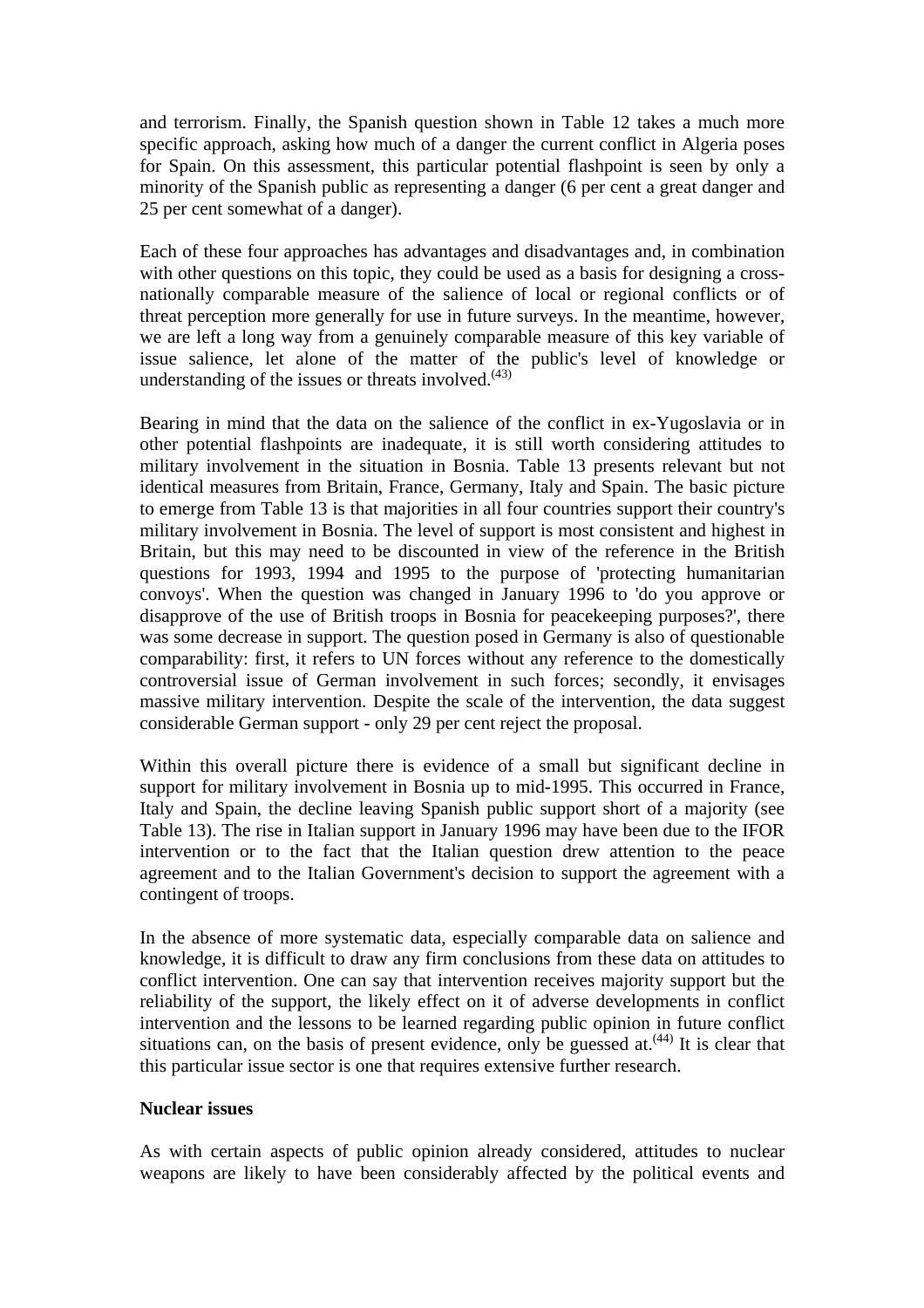and terrorism. Finally, the Spanish question shown in Table 12 takes a much more specific approach, asking how much of a danger the current conflict in Algeria poses for Spain. On this assessment, this particular potential flashpoint is seen by only a minority of the Spanish public as representing a danger (6 per cent a great danger and 25 per cent somewhat of a danger).

Each of these four approaches has advantages and disadvantages and, in combination with other questions on this topic, they could be used as a basis for designing a cross-nationally comparable measure of the salience of local or regional conflicts or of threat perception more generally for use in future surveys. In the meantime, however, we are left a long way from a genuinely comparable measure of this key variable of issue salience, let alone of the matter of the public's level of knowledge or understanding of the issues or threats involved.[(43)]

Bearing in mind that the data on the salience of the conflict in ex-Yugoslavia or in other potential flashpoints are inadequate, it is still worth considering attitudes to military involvement in the situation in Bosnia. Table 13 presents relevant but not identical measures from Britain, France, Germany, Italy and Spain. The basic picture to emerge from Table 13 is that majorities in all four countries support their country's military involvement in Bosnia. The level of support is most consistent and highest in Britain, but this may need to be discounted in view of the reference in the British questions for 1993, 1994 and 1995 to the purpose of 'protecting humanitarian convoys'. When the question was changed in January 1996 to 'do you approve or disapprove of the use of British troops in Bosnia for peacekeeping purposes?', there was some decrease in support. The question posed in Germany is also of questionable comparability: first, it refers to UN forces without any reference to the domestically controversial issue of German involvement in such forces; secondly, it envisages massive military intervention. Despite the scale of the intervention, the data suggest considerable German support - only 29 per cent reject the proposal.

Within this overall picture there is evidence of a small but significant decline in support for military involvement in Bosnia up to mid-1995. This occurred in France, Italy and Spain, the decline leaving Spanish public support short of a majority (see Table 13). The rise in Italian support in January 1996 may have been due to the IFOR intervention or to the fact that the Italian question drew attention to the peace agreement and to the Italian Government's decision to support the agreement with a contingent of troops.

In the absence of more systematic data, especially comparable data on salience and knowledge, it is difficult to draw any firm conclusions from these data on attitudes to conflict intervention. One can say that intervention receives majority support but the reliability of the support, the likely effect on it of adverse developments in conflict intervention and the lessons to be learned regarding public opinion in future conflict situations can, on the basis of present evidence, only be guessed at.[(44)] It is clear that this particular issue sector is one that requires extensive further research.

**Nuclear issues**

As with certain aspects of public opinion already considered, attitudes to nuclear weapons are likely to have been considerably affected by the political events and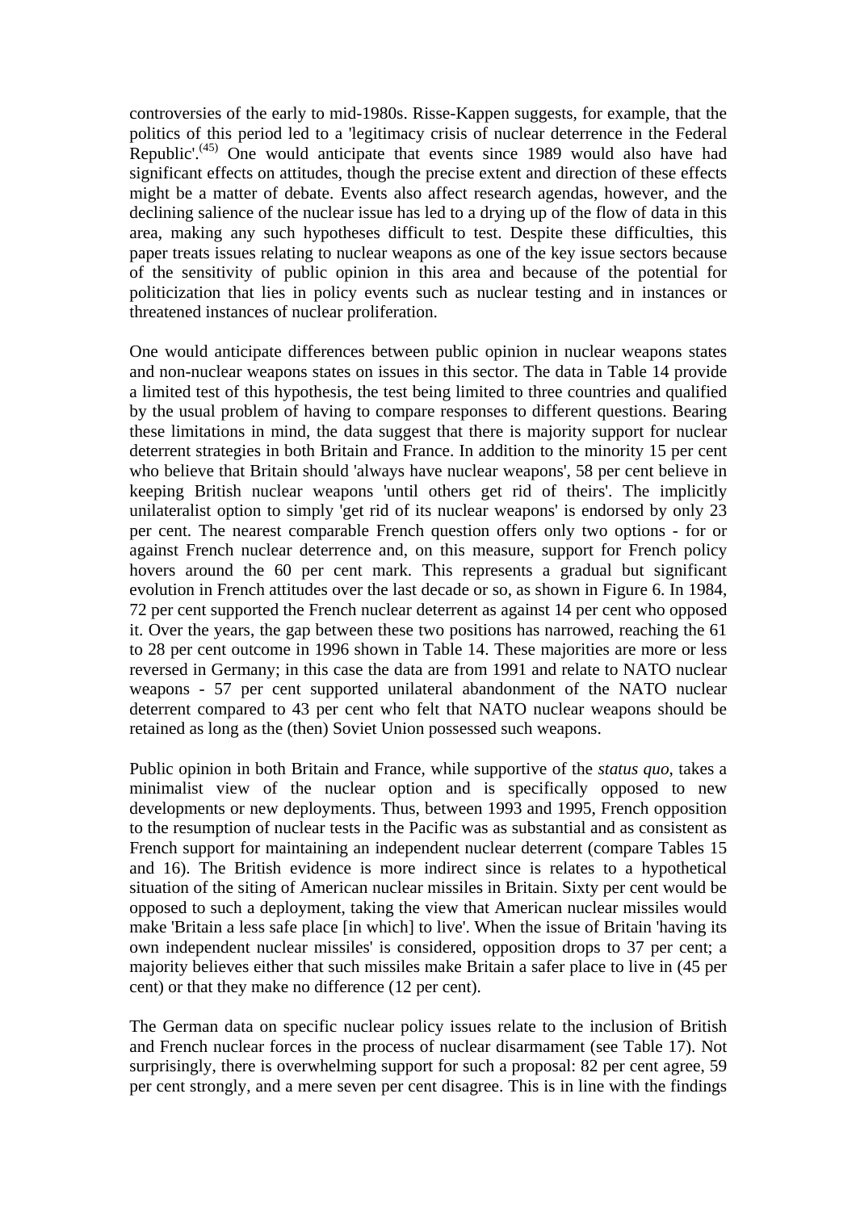controversies of the early to mid-1980s. Risse-Kappen suggests, for example, that the politics of this period led to a 'legitimacy crisis of nuclear deterrence in the Federal Republic'.[45] One would anticipate that events since 1989 would also have had significant effects on attitudes, though the precise extent and direction of these effects might be a matter of debate. Events also affect research agendas, however, and the declining salience of the nuclear issue has led to a drying up of the flow of data in this area, making any such hypotheses difficult to test. Despite these difficulties, this paper treats issues relating to nuclear weapons as one of the key issue sectors because of the sensitivity of public opinion in this area and because of the potential for politicization that lies in policy events such as nuclear testing and in instances or threatened instances of nuclear proliferation.

One would anticipate differences between public opinion in nuclear weapons states and non-nuclear weapons states on issues in this sector. The data in Table 14 provide a limited test of this hypothesis, the test being limited to three countries and qualified by the usual problem of having to compare responses to different questions. Bearing these limitations in mind, the data suggest that there is majority support for nuclear deterrent strategies in both Britain and France. In addition to the minority 15 per cent who believe that Britain should 'always have nuclear weapons', 58 per cent believe in keeping British nuclear weapons 'until others get rid of theirs'. The implicitly unilateralist option to simply 'get rid of its nuclear weapons' is endorsed by only 23 per cent. The nearest comparable French question offers only two options - for or against French nuclear deterrence and, on this measure, support for French policy hovers around the 60 per cent mark. This represents a gradual but significant evolution in French attitudes over the last decade or so, as shown in Figure 6. In 1984, 72 per cent supported the French nuclear deterrent as against 14 per cent who opposed it. Over the years, the gap between these two positions has narrowed, reaching the 61 to 28 per cent outcome in 1996 shown in Table 14. These majorities are more or less reversed in Germany; in this case the data are from 1991 and relate to NATO nuclear weapons - 57 per cent supported unilateral abandonment of the NATO nuclear deterrent compared to 43 per cent who felt that NATO nuclear weapons should be retained as long as the (then) Soviet Union possessed such weapons.

Public opinion in both Britain and France, while supportive of the *status quo*, takes a minimalist view of the nuclear option and is specifically opposed to new developments or new deployments. Thus, between 1993 and 1995, French opposition to the resumption of nuclear tests in the Pacific was as substantial and as consistent as French support for maintaining an independent nuclear deterrent (compare Tables 15 and 16). The British evidence is more indirect since is relates to a hypothetical situation of the siting of American nuclear missiles in Britain. Sixty per cent would be opposed to such a deployment, taking the view that American nuclear missiles would make 'Britain a less safe place [in which] to live'. When the issue of Britain 'having its own independent nuclear missiles' is considered, opposition drops to 37 per cent; a majority believes either that such missiles make Britain a safer place to live in (45 per cent) or that they make no difference (12 per cent).

The German data on specific nuclear policy issues relate to the inclusion of British and French nuclear forces in the process of nuclear disarmament (see Table 17). Not surprisingly, there is overwhelming support for such a proposal: 82 per cent agree, 59 per cent strongly, and a mere seven per cent disagree. This is in line with the findings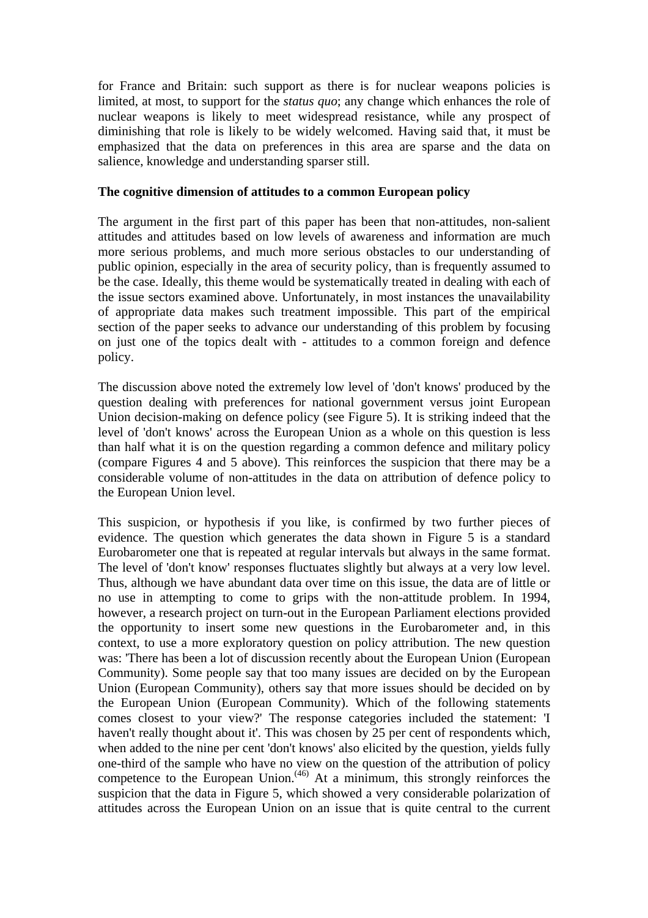for France and Britain: such support as there is for nuclear weapons policies is limited, at most, to support for the *status quo*; any change which enhances the role of nuclear weapons is likely to meet widespread resistance, while any prospect of diminishing that role is likely to be widely welcomed. Having said that, it must be emphasized that the data on preferences in this area are sparse and the data on salience, knowledge and understanding sparser still.

**The cognitive dimension of attitudes to a common European policy**

The argument in the first part of this paper has been that non-attitudes, non-salient attitudes and attitudes based on low levels of awareness and information are much more serious problems, and much more serious obstacles to our understanding of public opinion, especially in the area of security policy, than is frequently assumed to be the case. Ideally, this theme would be systematically treated in dealing with each of the issue sectors examined above. Unfortunately, in most instances the unavailability of appropriate data makes such treatment impossible. This part of the empirical section of the paper seeks to advance our understanding of this problem by focusing on just one of the topics dealt with - attitudes to a common foreign and defence policy.

The discussion above noted the extremely low level of 'don't knows' produced by the question dealing with preferences for national government versus joint European Union decision-making on defence policy (see Figure 5). It is striking indeed that the level of 'don't knows' across the European Union as a whole on this question is less than half what it is on the question regarding a common defence and military policy (compare Figures 4 and 5 above). This reinforces the suspicion that there may be a considerable volume of non-attitudes in the data on attribution of defence policy to the European Union level.

This suspicion, or hypothesis if you like, is confirmed by two further pieces of evidence. The question which generates the data shown in Figure 5 is a standard Eurobarometer one that is repeated at regular intervals but always in the same format. The level of 'don't know' responses fluctuates slightly but always at a very low level. Thus, although we have abundant data over time on this issue, the data are of little or no use in attempting to come to grips with the non-attitude problem. In 1994, however, a research project on turn-out in the European Parliament elections provided the opportunity to insert some new questions in the Eurobarometer and, in this context, to use a more exploratory question on policy attribution. The new question was: 'There has been a lot of discussion recently about the European Union (European Community). Some people say that too many issues are decided on by the European Union (European Community), others say that more issues should be decided on by the European Union (European Community). Which of the following statements comes closest to your view?' The response categories included the statement: 'I haven't really thought about it'. This was chosen by 25 per cent of respondents which, when added to the nine per cent 'don't knows' also elicited by the question, yields fully one-third of the sample who have no view on the question of the attribution of policy competence to the European Union.[46] At a minimum, this strongly reinforces the suspicion that the data in Figure 5, which showed a very considerable polarization of attitudes across the European Union on an issue that is quite central to the current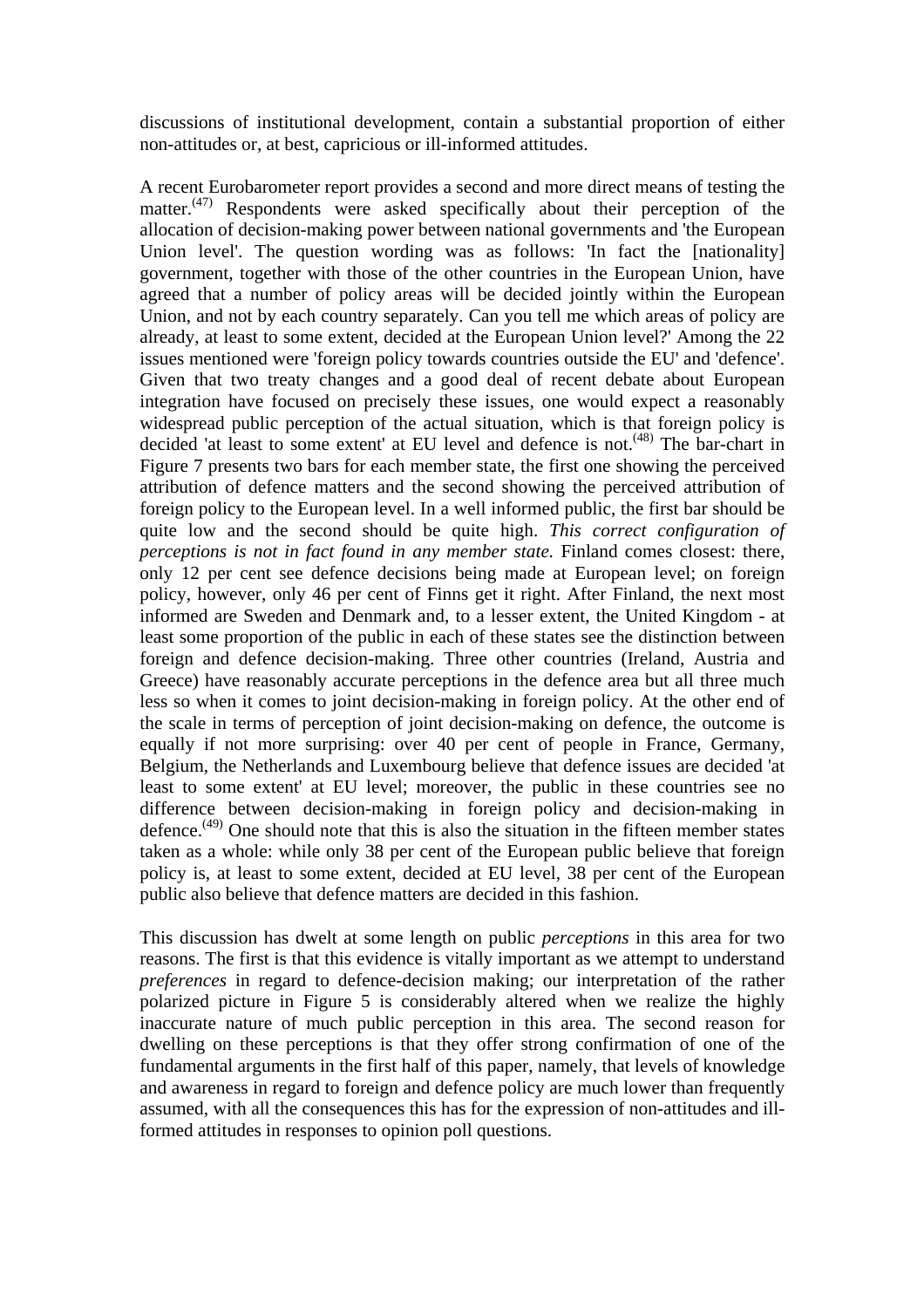discussions of institutional development, contain a substantial proportion of either non-attitudes or, at best, capricious or ill-informed attitudes.

A recent Eurobarometer report provides a second and more direct means of testing the matter.[47] Respondents were asked specifically about their perception of the allocation of decision-making power between national governments and 'the European Union level'. The question wording was as follows: 'In fact the [nationality] government, together with those of the other countries in the European Union, have agreed that a number of policy areas will be decided jointly within the European Union, and not by each country separately. Can you tell me which areas of policy are already, at least to some extent, decided at the European Union level?' Among the 22 issues mentioned were 'foreign policy towards countries outside the EU' and 'defence'. Given that two treaty changes and a good deal of recent debate about European integration have focused on precisely these issues, one would expect a reasonably widespread public perception of the actual situation, which is that foreign policy is decided 'at least to some extent' at EU level and defence is not.[48] The bar-chart in Figure 7 presents two bars for each member state, the first one showing the perceived attribution of defence matters and the second showing the perceived attribution of foreign policy to the European level. In a well informed public, the first bar should be quite low and the second should be quite high. *This correct configuration of perceptions is not in fact found in any member state.* Finland comes closest: there, only 12 per cent see defence decisions being made at European level; on foreign policy, however, only 46 per cent of Finns get it right. After Finland, the next most informed are Sweden and Denmark and, to a lesser extent, the United Kingdom - at least some proportion of the public in each of these states see the distinction between foreign and defence decision-making. Three other countries (Ireland, Austria and Greece) have reasonably accurate perceptions in the defence area but all three much less so when it comes to joint decision-making in foreign policy. At the other end of the scale in terms of perception of joint decision-making on defence, the outcome is equally if not more surprising: over 40 per cent of people in France, Germany, Belgium, the Netherlands and Luxembourg believe that defence issues are decided 'at least to some extent' at EU level; moreover, the public in these countries see no difference between decision-making in foreign policy and decision-making in defence.[49] One should note that this is also the situation in the fifteen member states taken as a whole: while only 38 per cent of the European public believe that foreign policy is, at least to some extent, decided at EU level, 38 per cent of the European public also believe that defence matters are decided in this fashion.

This discussion has dwelt at some length on public *perceptions* in this area for two reasons. The first is that this evidence is vitally important as we attempt to understand *preferences* in regard to defence-decision making; our interpretation of the rather polarized picture in Figure 5 is considerably altered when we realize the highly inaccurate nature of much public perception in this area. The second reason for dwelling on these perceptions is that they offer strong confirmation of one of the fundamental arguments in the first half of this paper, namely, that levels of knowledge and awareness in regard to foreign and defence policy are much lower than frequently assumed, with all the consequences this has for the expression of non-attitudes and ill-formed attitudes in responses to opinion poll questions.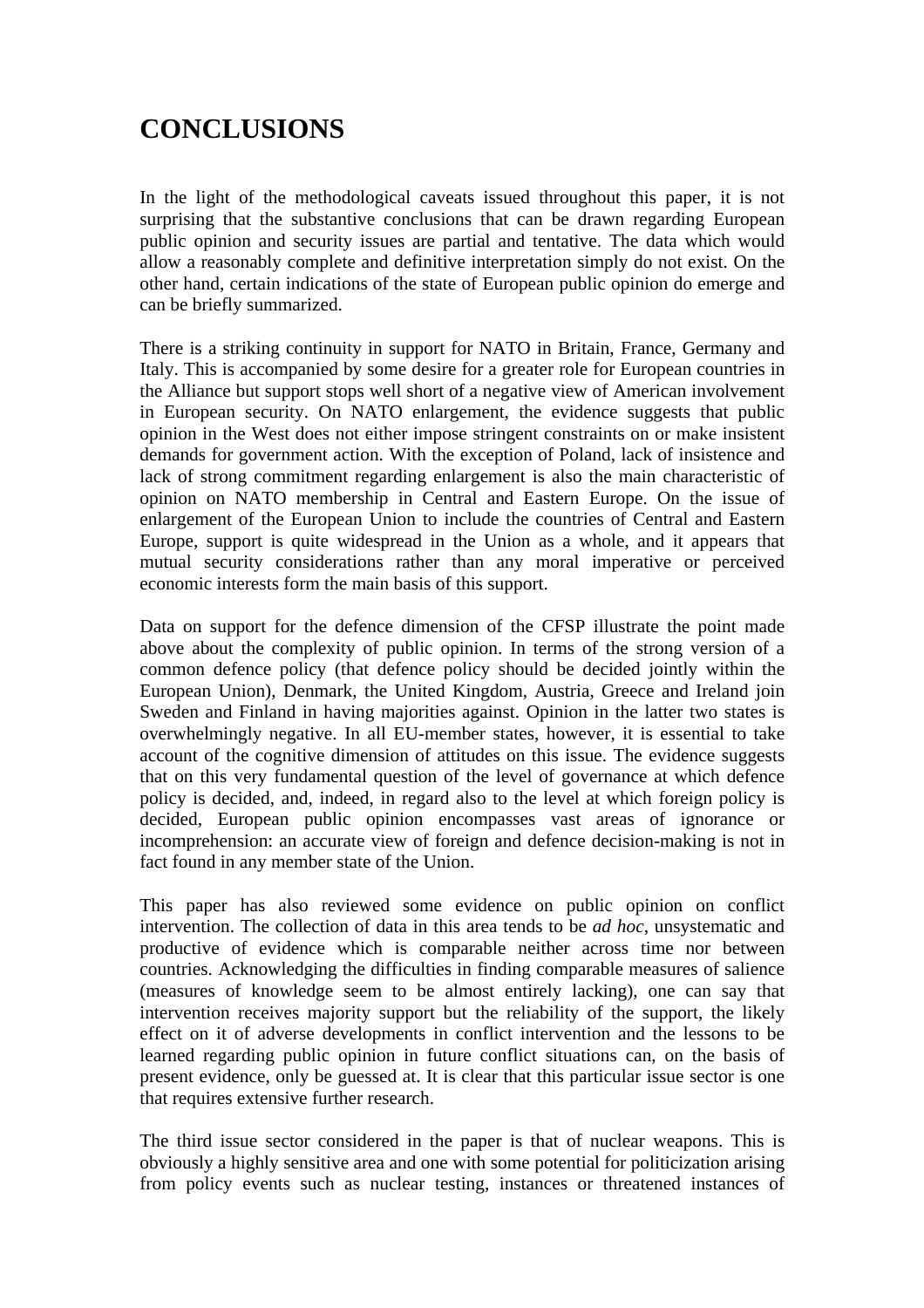# CONCLUSIONS

In the light of the methodological caveats issued throughout this paper, it is not surprising that the substantive conclusions that can be drawn regarding European public opinion and security issues are partial and tentative. The data which would allow a reasonably complete and definitive interpretation simply do not exist. On the other hand, certain indications of the state of European public opinion do emerge and can be briefly summarized.

There is a striking continuity in support for NATO in Britain, France, Germany and Italy. This is accompanied by some desire for a greater role for European countries in the Alliance but support stops well short of a negative view of American involvement in European security. On NATO enlargement, the evidence suggests that public opinion in the West does not either impose stringent constraints on or make insistent demands for government action. With the exception of Poland, lack of insistence and lack of strong commitment regarding enlargement is also the main characteristic of opinion on NATO membership in Central and Eastern Europe. On the issue of enlargement of the European Union to include the countries of Central and Eastern Europe, support is quite widespread in the Union as a whole, and it appears that mutual security considerations rather than any moral imperative or perceived economic interests form the main basis of this support.

Data on support for the defence dimension of the CFSP illustrate the point made above about the complexity of public opinion. In terms of the strong version of a common defence policy (that defence policy should be decided jointly within the European Union), Denmark, the United Kingdom, Austria, Greece and Ireland join Sweden and Finland in having majorities against. Opinion in the latter two states is overwhelmingly negative. In all EU-member states, however, it is essential to take account of the cognitive dimension of attitudes on this issue. The evidence suggests that on this very fundamental question of the level of governance at which defence policy is decided, and, indeed, in regard also to the level at which foreign policy is decided, European public opinion encompasses vast areas of ignorance or incomprehension: an accurate view of foreign and defence decision-making is not in fact found in any member state of the Union.

This paper has also reviewed some evidence on public opinion on conflict intervention. The collection of data in this area tends to be *ad hoc*, unsystematic and productive of evidence which is comparable neither across time nor between countries. Acknowledging the difficulties in finding comparable measures of salience (measures of knowledge seem to be almost entirely lacking), one can say that intervention receives majority support but the reliability of the support, the likely effect on it of adverse developments in conflict intervention and the lessons to be learned regarding public opinion in future conflict situations can, on the basis of present evidence, only be guessed at. It is clear that this particular issue sector is one that requires extensive further research.

The third issue sector considered in the paper is that of nuclear weapons. This is obviously a highly sensitive area and one with some potential for politicization arising from policy events such as nuclear testing, instances or threatened instances of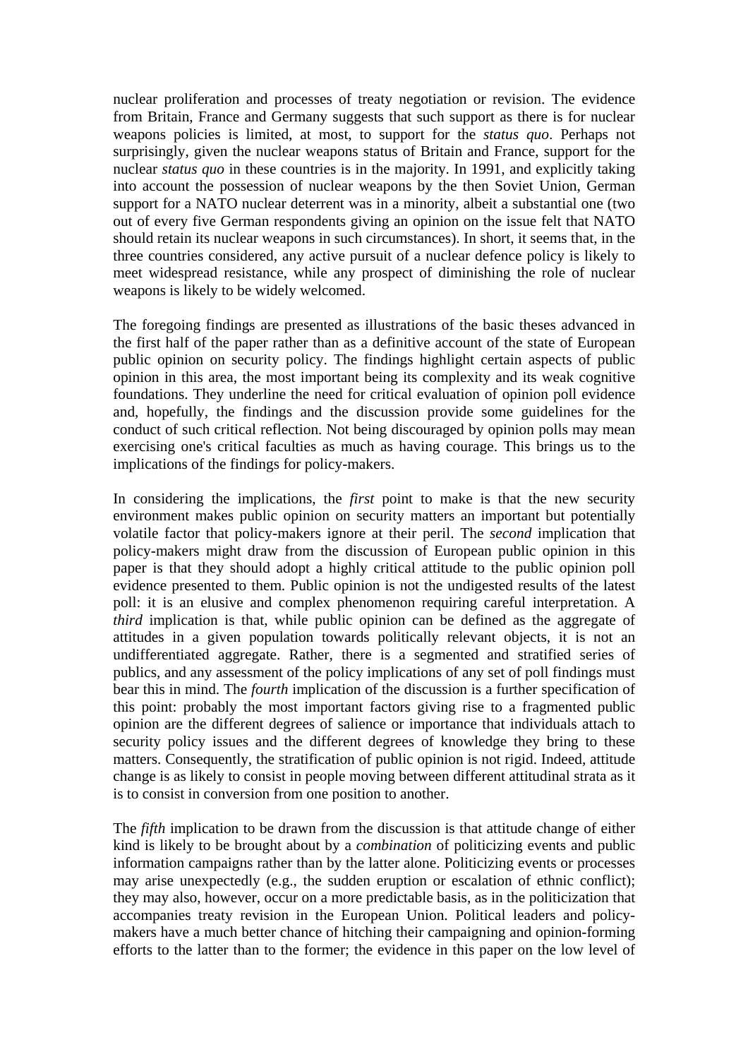nuclear proliferation and processes of treaty negotiation or revision. The evidence from Britain, France and Germany suggests that such support as there is for nuclear weapons policies is limited, at most, to support for the *status quo*. Perhaps not surprisingly, given the nuclear weapons status of Britain and France, support for the nuclear *status quo* in these countries is in the majority. In 1991, and explicitly taking into account the possession of nuclear weapons by the then Soviet Union, German support for a NATO nuclear deterrent was in a minority, albeit a substantial one (two out of every five German respondents giving an opinion on the issue felt that NATO should retain its nuclear weapons in such circumstances). In short, it seems that, in the three countries considered, any active pursuit of a nuclear defence policy is likely to meet widespread resistance, while any prospect of diminishing the role of nuclear weapons is likely to be widely welcomed.

The foregoing findings are presented as illustrations of the basic theses advanced in the first half of the paper rather than as a definitive account of the state of European public opinion on security policy. The findings highlight certain aspects of public opinion in this area, the most important being its complexity and its weak cognitive foundations. They underline the need for critical evaluation of opinion poll evidence and, hopefully, the findings and the discussion provide some guidelines for the conduct of such critical reflection. Not being discouraged by opinion polls may mean exercising one's critical faculties as much as having courage. This brings us to the implications of the findings for policy-makers.

In considering the implications, the *first* point to make is that the new security environment makes public opinion on security matters an important but potentially volatile factor that policy-makers ignore at their peril. The *second* implication that policy-makers might draw from the discussion of European public opinion in this paper is that they should adopt a highly critical attitude to the public opinion poll evidence presented to them. Public opinion is not the undigested results of the latest poll: it is an elusive and complex phenomenon requiring careful interpretation. A *third* implication is that, while public opinion can be defined as the aggregate of attitudes in a given population towards politically relevant objects, it is not an undifferentiated aggregate. Rather, there is a segmented and stratified series of publics, and any assessment of the policy implications of any set of poll findings must bear this in mind. The *fourth* implication of the discussion is a further specification of this point: probably the most important factors giving rise to a fragmented public opinion are the different degrees of salience or importance that individuals attach to security policy issues and the different degrees of knowledge they bring to these matters. Consequently, the stratification of public opinion is not rigid. Indeed, attitude change is as likely to consist in people moving between different attitudinal strata as it is to consist in conversion from one position to another.

The *fifth* implication to be drawn from the discussion is that attitude change of either kind is likely to be brought about by a *combination* of politicizing events and public information campaigns rather than by the latter alone. Politicizing events or processes may arise unexpectedly (e.g., the sudden eruption or escalation of ethnic conflict); they may also, however, occur on a more predictable basis, as in the politicization that accompanies treaty revision in the European Union. Political leaders and policy-makers have a much better chance of hitching their campaigning and opinion-forming efforts to the latter than to the former; the evidence in this paper on the low level of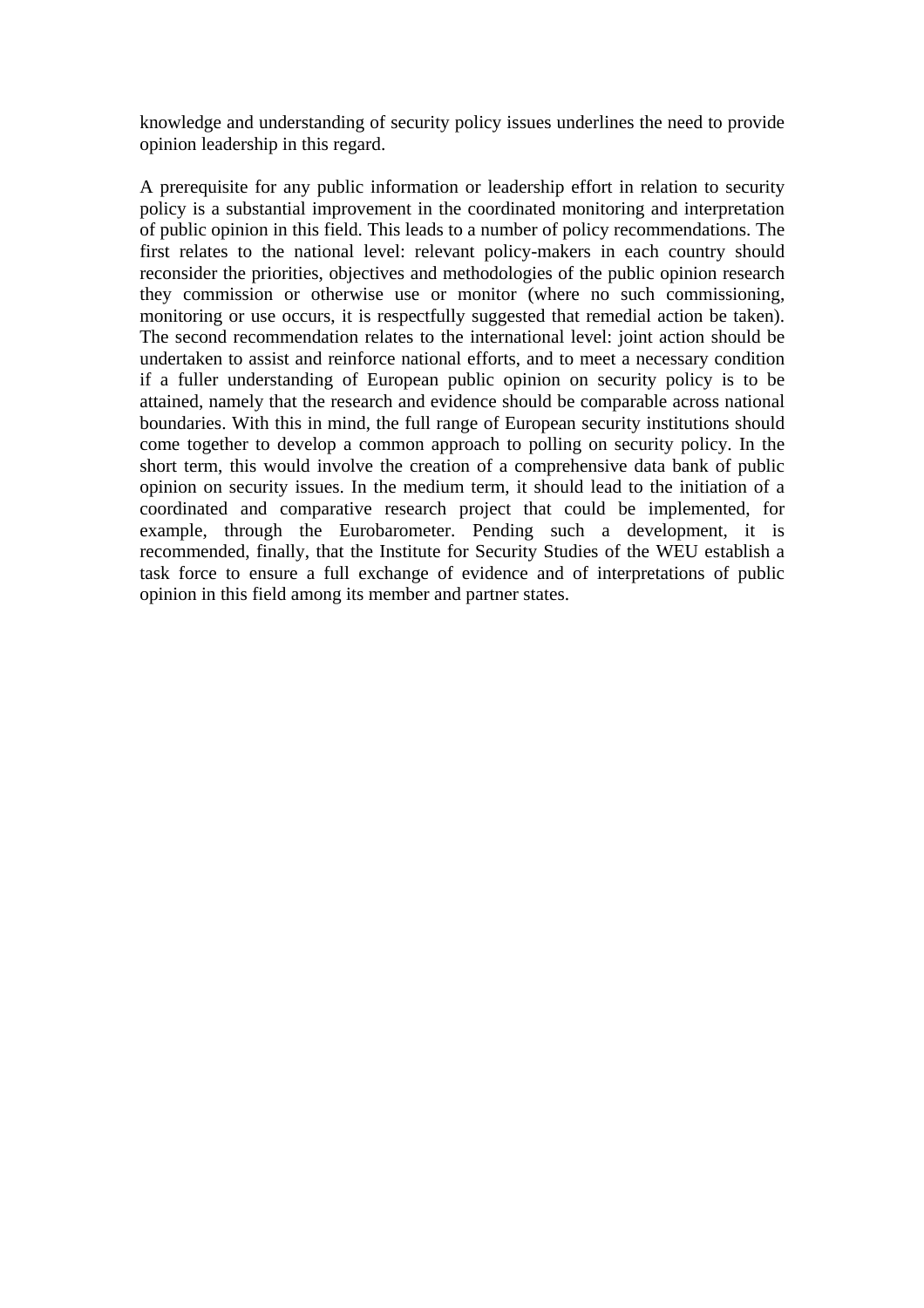knowledge and understanding of security policy issues underlines the need to provide opinion leadership in this regard.

A prerequisite for any public information or leadership effort in relation to security policy is a substantial improvement in the coordinated monitoring and interpretation of public opinion in this field. This leads to a number of policy recommendations. The first relates to the national level: relevant policy-makers in each country should reconsider the priorities, objectives and methodologies of the public opinion research they commission or otherwise use or monitor (where no such commissioning, monitoring or use occurs, it is respectfully suggested that remedial action be taken). The second recommendation relates to the international level: joint action should be undertaken to assist and reinforce national efforts, and to meet a necessary condition if a fuller understanding of European public opinion on security policy is to be attained, namely that the research and evidence should be comparable across national boundaries. With this in mind, the full range of European security institutions should come together to develop a common approach to polling on security policy. In the short term, this would involve the creation of a comprehensive data bank of public opinion on security issues. In the medium term, it should lead to the initiation of a coordinated and comparative research project that could be implemented, for example, through the Eurobarometer. Pending such a development, it is recommended, finally, that the Institute for Security Studies of the WEU establish a task force to ensure a full exchange of evidence and of interpretations of public opinion in this field among its member and partner states.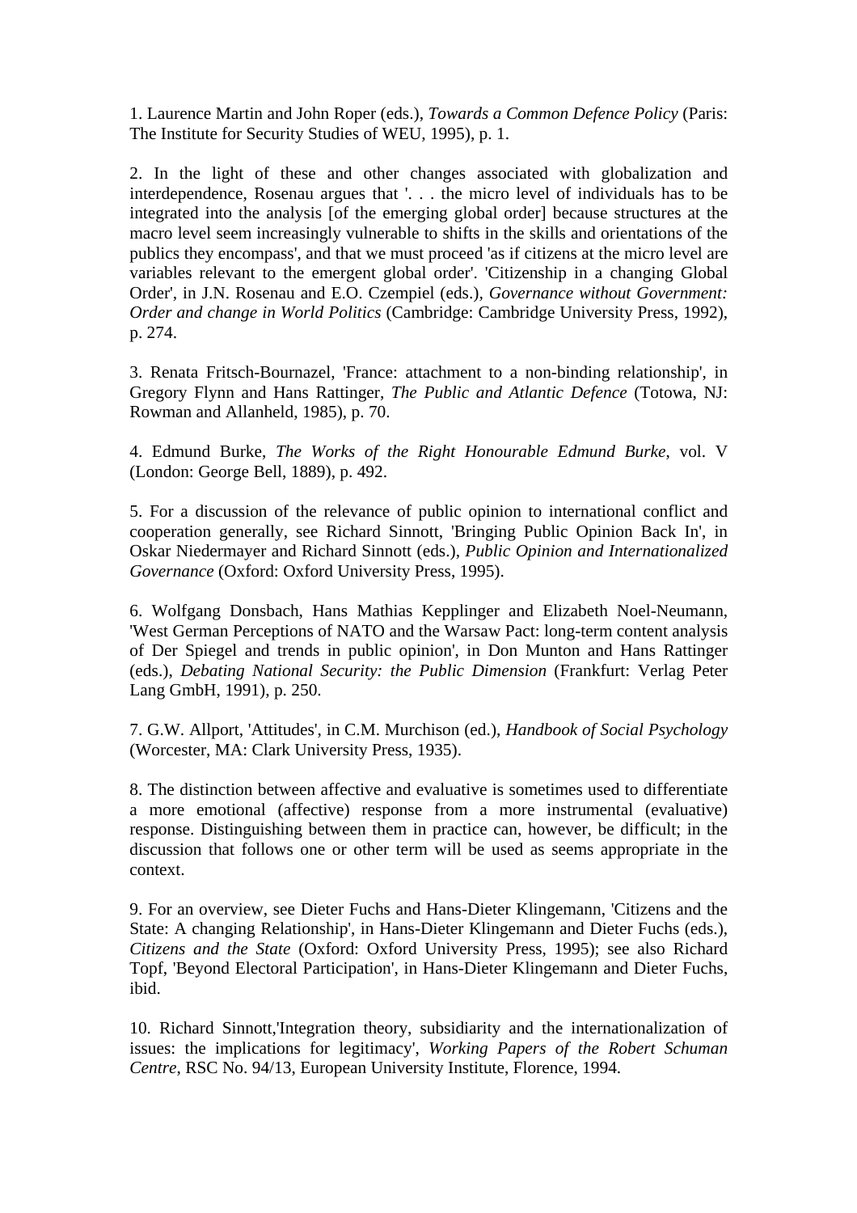1. Laurence Martin and John Roper (eds.), *Towards a Common Defence Policy* (Paris: The Institute for Security Studies of WEU, 1995), p. 1.

2. In the light of these and other changes associated with globalization and interdependence, Rosenau argues that '. . . the micro level of individuals has to be integrated into the analysis [of the emerging global order] because structures at the macro level seem increasingly vulnerable to shifts in the skills and orientations of the publics they encompass', and that we must proceed 'as if citizens at the micro level are variables relevant to the emergent global order'. 'Citizenship in a changing Global Order', in J.N. Rosenau and E.O. Czempiel (eds.), *Governance without Government: Order and change in World Politics* (Cambridge: Cambridge University Press, 1992), p. 274.

3. Renata Fritsch-Bournazel, 'France: attachment to a non-binding relationship', in Gregory Flynn and Hans Rattinger, *The Public and Atlantic Defence* (Totowa, NJ: Rowman and Allanheld, 1985), p. 70.

4. Edmund Burke, *The Works of the Right Honourable Edmund Burke*, vol. V (London: George Bell, 1889), p. 492.

5. For a discussion of the relevance of public opinion to international conflict and cooperation generally, see Richard Sinnott, 'Bringing Public Opinion Back In', in Oskar Niedermayer and Richard Sinnott (eds.), *Public Opinion and Internationalized Governance* (Oxford: Oxford University Press, 1995).

6. Wolfgang Donsbach, Hans Mathias Kepplinger and Elizabeth Noel-Neumann, 'West German Perceptions of NATO and the Warsaw Pact: long-term content analysis of Der Spiegel and trends in public opinion', in Don Munton and Hans Rattinger (eds.), *Debating National Security: the Public Dimension* (Frankfurt: Verlag Peter Lang GmbH, 1991), p. 250.

7. G.W. Allport, 'Attitudes', in C.M. Murchison (ed.), *Handbook of Social Psychology* (Worcester, MA: Clark University Press, 1935).

8. The distinction between affective and evaluative is sometimes used to differentiate a more emotional (affective) response from a more instrumental (evaluative) response. Distinguishing between them in practice can, however, be difficult; in the discussion that follows one or other term will be used as seems appropriate in the context.

9. For an overview, see Dieter Fuchs and Hans-Dieter Klingemann, 'Citizens and the State: A changing Relationship', in Hans-Dieter Klingemann and Dieter Fuchs (eds.), *Citizens and the State* (Oxford: Oxford University Press, 1995); see also Richard Topf, 'Beyond Electoral Participation', in Hans-Dieter Klingemann and Dieter Fuchs, ibid.

10. Richard Sinnott,'Integration theory, subsidiarity and the internationalization of issues: the implications for legitimacy', *Working Papers of the Robert Schuman Centre*, RSC No. 94/13, European University Institute, Florence, 1994.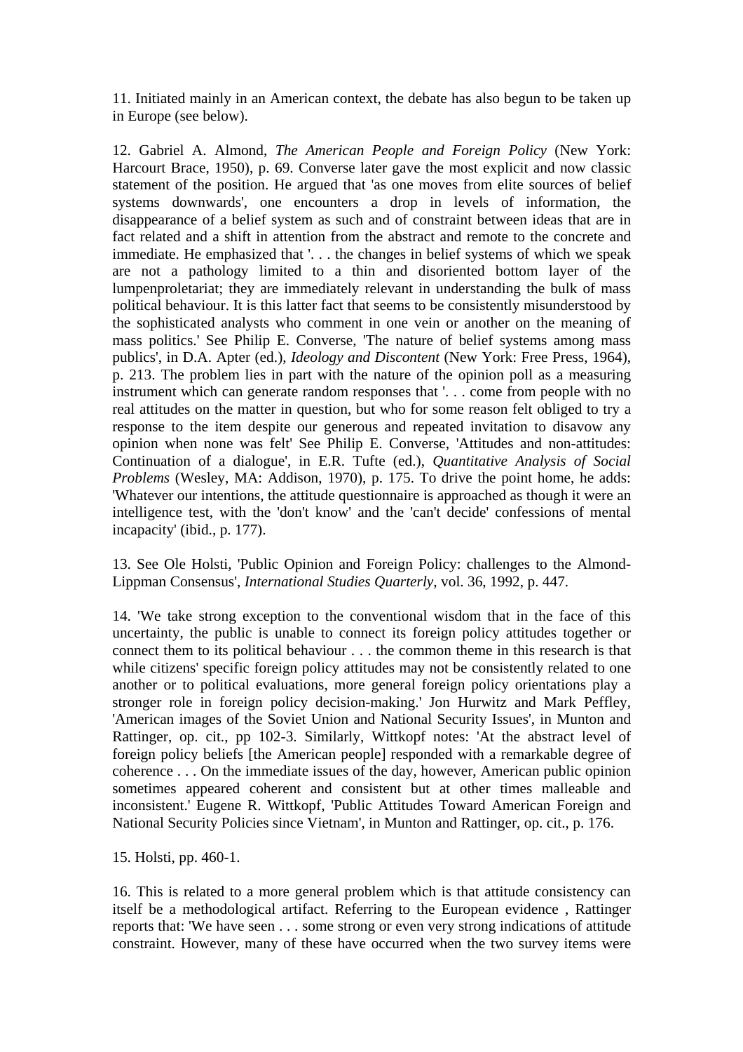11. Initiated mainly in an American context, the debate has also begun to be taken up in Europe (see below).

12. Gabriel A. Almond, *The American People and Foreign Policy* (New York: Harcourt Brace, 1950), p. 69. Converse later gave the most explicit and now classic statement of the position. He argued that 'as one moves from elite sources of belief systems downwards', one encounters a drop in levels of information, the disappearance of a belief system as such and of constraint between ideas that are in fact related and a shift in attention from the abstract and remote to the concrete and immediate. He emphasized that '. . . the changes in belief systems of which we speak are not a pathology limited to a thin and disoriented bottom layer of the lumpenproletariat; they are immediately relevant in understanding the bulk of mass political behaviour. It is this latter fact that seems to be consistently misunderstood by the sophisticated analysts who comment in one vein or another on the meaning of mass politics.' See Philip E. Converse, 'The nature of belief systems among mass publics', in D.A. Apter (ed.), *Ideology and Discontent* (New York: Free Press, 1964), p. 213. The problem lies in part with the nature of the opinion poll as a measuring instrument which can generate random responses that '. . . come from people with no real attitudes on the matter in question, but who for some reason felt obliged to try a response to the item despite our generous and repeated invitation to disavow any opinion when none was felt' See Philip E. Converse, 'Attitudes and non-attitudes: Continuation of a dialogue', in E.R. Tufte (ed.), *Quantitative Analysis of Social Problems* (Wesley, MA: Addison, 1970), p. 175. To drive the point home, he adds: 'Whatever our intentions, the attitude questionnaire is approached as though it were an intelligence test, with the 'don't know' and the 'can't decide' confessions of mental incapacity' (ibid., p. 177).

13. See Ole Holsti, 'Public Opinion and Foreign Policy: challenges to the Almond-Lippman Consensus', *International Studies Quarterly*, vol. 36, 1992, p. 447.

14. 'We take strong exception to the conventional wisdom that in the face of this uncertainty, the public is unable to connect its foreign policy attitudes together or connect them to its political behaviour . . . the common theme in this research is that while citizens' specific foreign policy attitudes may not be consistently related to one another or to political evaluations, more general foreign policy orientations play a stronger role in foreign policy decision-making.' Jon Hurwitz and Mark Peffley, 'American images of the Soviet Union and National Security Issues', in Munton and Rattinger, op. cit., pp 102-3. Similarly, Wittkopf notes: 'At the abstract level of foreign policy beliefs [the American people] responded with a remarkable degree of coherence . . . On the immediate issues of the day, however, American public opinion sometimes appeared coherent and consistent but at other times malleable and inconsistent.' Eugene R. Wittkopf, 'Public Attitudes Toward American Foreign and National Security Policies since Vietnam', in Munton and Rattinger, op. cit., p. 176.

15. Holsti, pp. 460-1.

16. This is related to a more general problem which is that attitude consistency can itself be a methodological artifact. Referring to the European evidence , Rattinger reports that: 'We have seen . . . some strong or even very strong indications of attitude constraint. However, many of these have occurred when the two survey items were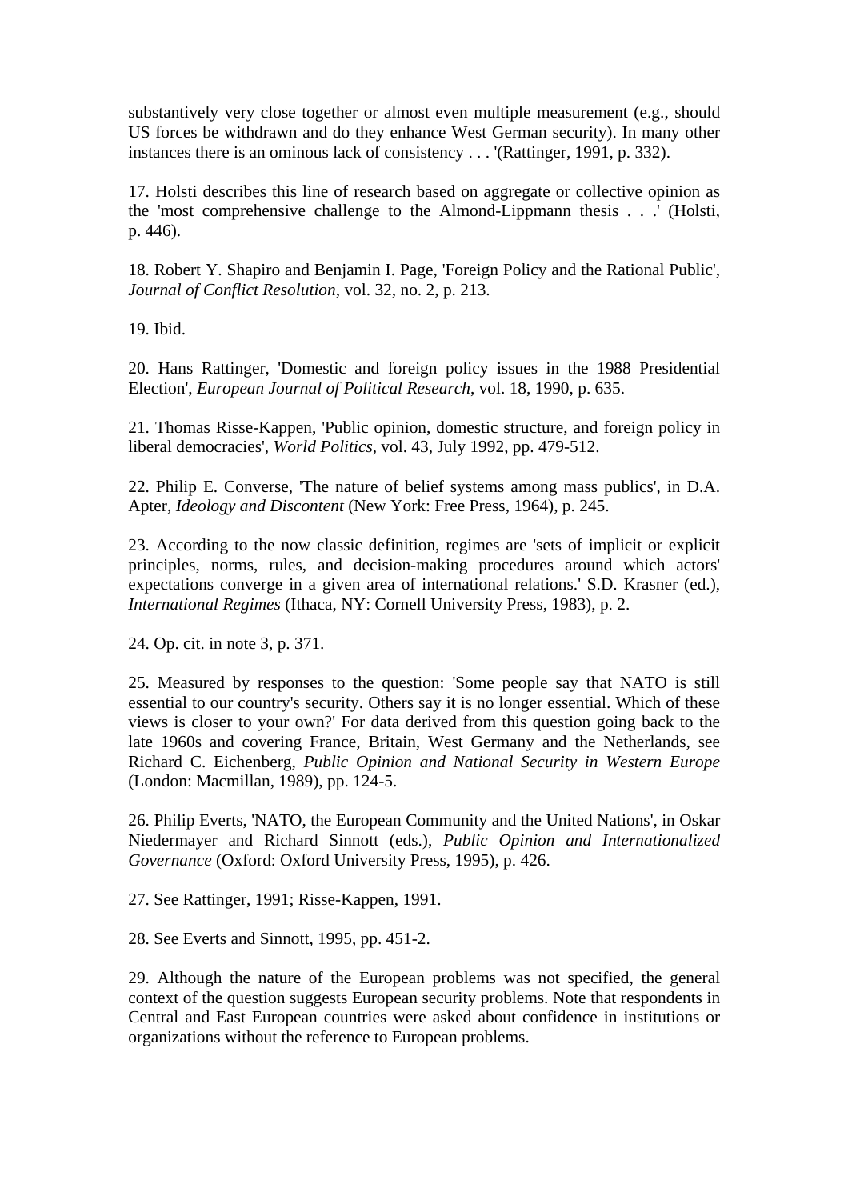substantively very close together or almost even multiple measurement (e.g., should US forces be withdrawn and do they enhance West German security). In many other instances there is an ominous lack of consistency . . . '(Rattinger, 1991, p. 332).

17. Holsti describes this line of research based on aggregate or collective opinion as the 'most comprehensive challenge to the Almond-Lippmann thesis . . .' (Holsti, p. 446).

18. Robert Y. Shapiro and Benjamin I. Page, 'Foreign Policy and the Rational Public', *Journal of Conflict Resolution*, vol. 32, no. 2, p. 213.

19. Ibid.

20. Hans Rattinger, 'Domestic and foreign policy issues in the 1988 Presidential Election', *European Journal of Political Research*, vol. 18, 1990, p. 635.

21. Thomas Risse-Kappen, 'Public opinion, domestic structure, and foreign policy in liberal democracies', *World Politics*, vol. 43, July 1992, pp. 479-512.

22. Philip E. Converse, 'The nature of belief systems among mass publics', in D.A. Apter, *Ideology and Discontent* (New York: Free Press, 1964), p. 245.

23. According to the now classic definition, regimes are 'sets of implicit or explicit principles, norms, rules, and decision-making procedures around which actors' expectations converge in a given area of international relations.' S.D. Krasner (ed.), *International Regimes* (Ithaca, NY: Cornell University Press, 1983), p. 2.

24. Op. cit. in note 3, p. 371.

25. Measured by responses to the question: 'Some people say that NATO is still essential to our country's security. Others say it is no longer essential. Which of these views is closer to your own?' For data derived from this question going back to the late 1960s and covering France, Britain, West Germany and the Netherlands, see Richard C. Eichenberg, *Public Opinion and National Security in Western Europe* (London: Macmillan, 1989), pp. 124-5.

26. Philip Everts, 'NATO, the European Community and the United Nations', in Oskar Niedermayer and Richard Sinnott (eds.), *Public Opinion and Internationalized Governance* (Oxford: Oxford University Press, 1995), p. 426.

27. See Rattinger, 1991; Risse-Kappen, 1991.

28. See Everts and Sinnott, 1995, pp. 451-2.

29. Although the nature of the European problems was not specified, the general context of the question suggests European security problems. Note that respondents in Central and East European countries were asked about confidence in institutions or organizations without the reference to European problems.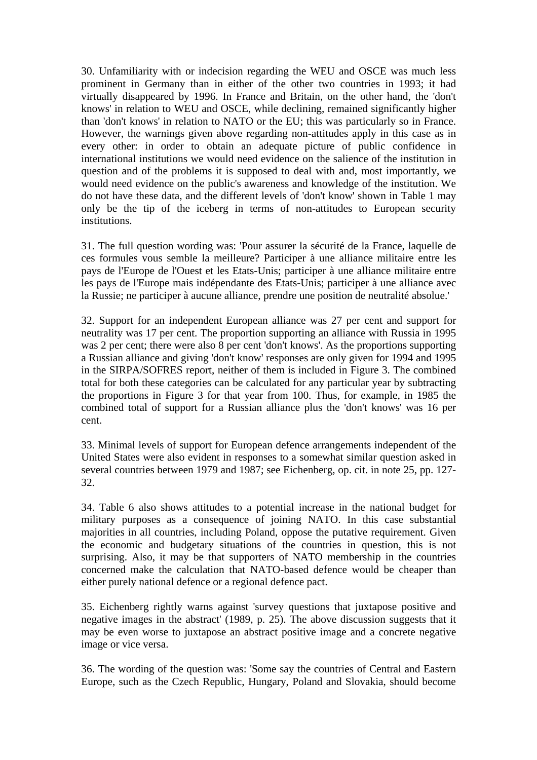30. Unfamiliarity with or indecision regarding the WEU and OSCE was much less prominent in Germany than in either of the other two countries in 1993; it had virtually disappeared by 1996. In France and Britain, on the other hand, the 'don't knows' in relation to WEU and OSCE, while declining, remained significantly higher than 'don't knows' in relation to NATO or the EU; this was particularly so in France. However, the warnings given above regarding non-attitudes apply in this case as in every other: in order to obtain an adequate picture of public confidence in international institutions we would need evidence on the salience of the institution in question and of the problems it is supposed to deal with and, most importantly, we would need evidence on the public's awareness and knowledge of the institution. We do not have these data, and the different levels of 'don't know' shown in Table 1 may only be the tip of the iceberg in terms of non-attitudes to European security institutions.

31. The full question wording was: 'Pour assurer la sécurité de la France, laquelle de ces formules vous semble la meilleure? Participer à une alliance militaire entre les pays de l'Europe de l'Ouest et les Etats-Unis; participer à une alliance militaire entre les pays de l'Europe mais indépendante des Etats-Unis; participer à une alliance avec la Russie; ne participer à aucune alliance, prendre une position de neutralité absolue.'

32. Support for an independent European alliance was 27 per cent and support for neutrality was 17 per cent. The proportion supporting an alliance with Russia in 1995 was 2 per cent; there were also 8 per cent 'don't knows'. As the proportions supporting a Russian alliance and giving 'don't know' responses are only given for 1994 and 1995 in the SIRPA/SOFRES report, neither of them is included in Figure 3. The combined total for both these categories can be calculated for any particular year by subtracting the proportions in Figure 3 for that year from 100. Thus, for example, in 1985 the combined total of support for a Russian alliance plus the 'don't knows' was 16 per cent.

33. Minimal levels of support for European defence arrangements independent of the United States were also evident in responses to a somewhat similar question asked in several countries between 1979 and 1987; see Eichenberg, op. cit. in note 25, pp. 127-32.

34. Table 6 also shows attitudes to a potential increase in the national budget for military purposes as a consequence of joining NATO. In this case substantial majorities in all countries, including Poland, oppose the putative requirement. Given the economic and budgetary situations of the countries in question, this is not surprising. Also, it may be that supporters of NATO membership in the countries concerned make the calculation that NATO-based defence would be cheaper than either purely national defence or a regional defence pact.

35. Eichenberg rightly warns against 'survey questions that juxtapose positive and negative images in the abstract' (1989, p. 25). The above discussion suggests that it may be even worse to juxtapose an abstract positive image and a concrete negative image or vice versa.

36. The wording of the question was: 'Some say the countries of Central and Eastern Europe, such as the Czech Republic, Hungary, Poland and Slovakia, should become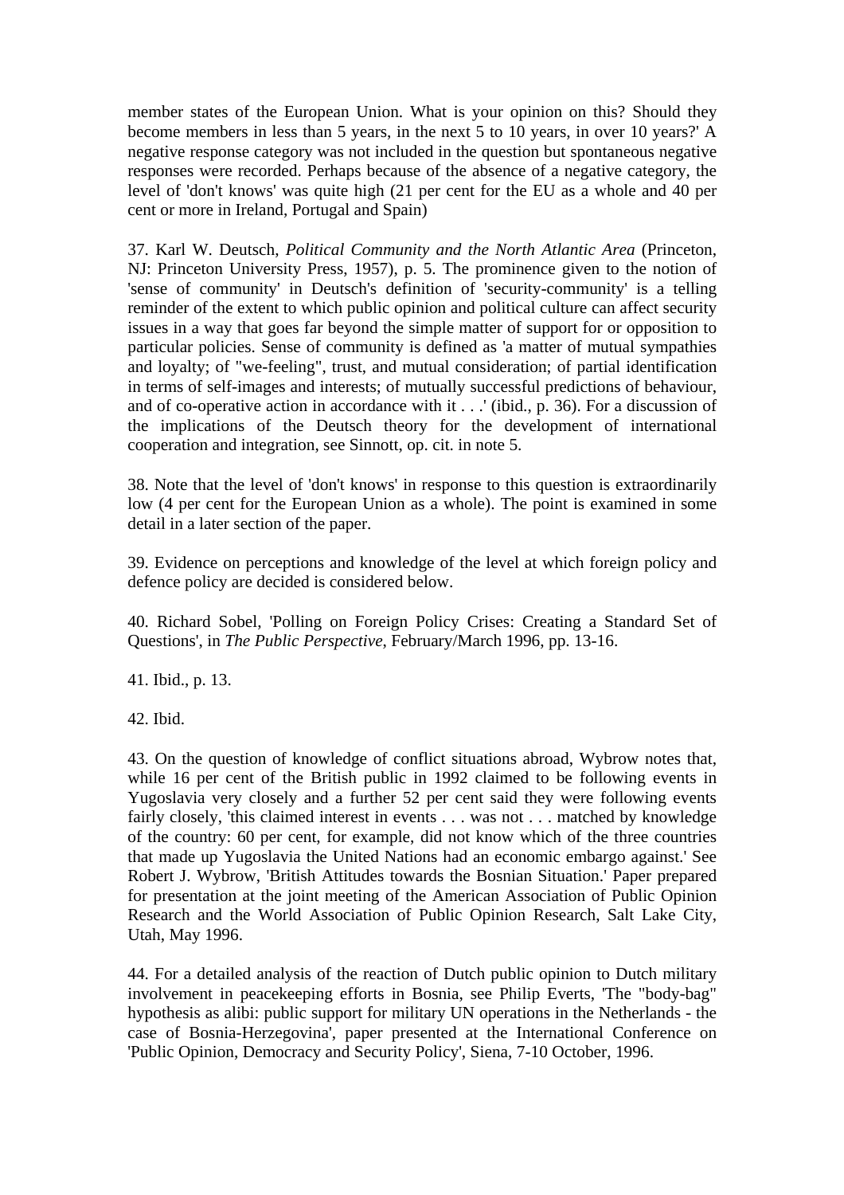member states of the European Union. What is your opinion on this? Should they become members in less than 5 years, in the next 5 to 10 years, in over 10 years?' A negative response category was not included in the question but spontaneous negative responses were recorded. Perhaps because of the absence of a negative category, the level of 'don't knows' was quite high (21 per cent for the EU as a whole and 40 per cent or more in Ireland, Portugal and Spain)

37. Karl W. Deutsch, *Political Community and the North Atlantic Area* (Princeton, NJ: Princeton University Press, 1957), p. 5. The prominence given to the notion of 'sense of community' in Deutsch's definition of 'security-community' is a telling reminder of the extent to which public opinion and political culture can affect security issues in a way that goes far beyond the simple matter of support for or opposition to particular policies. Sense of community is defined as 'a matter of mutual sympathies and loyalty; of "we-feeling", trust, and mutual consideration; of partial identification in terms of self-images and interests; of mutually successful predictions of behaviour, and of co-operative action in accordance with it . . .' (ibid., p. 36). For a discussion of the implications of the Deutsch theory for the development of international cooperation and integration, see Sinnott, op. cit. in note 5.

38. Note that the level of 'don't knows' in response to this question is extraordinarily low (4 per cent for the European Union as a whole). The point is examined in some detail in a later section of the paper.

39. Evidence on perceptions and knowledge of the level at which foreign policy and defence policy are decided is considered below.

40. Richard Sobel, 'Polling on Foreign Policy Crises: Creating a Standard Set of Questions', in *The Public Perspective*, February/March 1996, pp. 13-16.

41. Ibid., p. 13.

42. Ibid.

43. On the question of knowledge of conflict situations abroad, Wybrow notes that, while 16 per cent of the British public in 1992 claimed to be following events in Yugoslavia very closely and a further 52 per cent said they were following events fairly closely, 'this claimed interest in events . . . was not . . . matched by knowledge of the country: 60 per cent, for example, did not know which of the three countries that made up Yugoslavia the United Nations had an economic embargo against.' See Robert J. Wybrow, 'British Attitudes towards the Bosnian Situation.' Paper prepared for presentation at the joint meeting of the American Association of Public Opinion Research and the World Association of Public Opinion Research, Salt Lake City, Utah, May 1996.

44. For a detailed analysis of the reaction of Dutch public opinion to Dutch military involvement in peacekeeping efforts in Bosnia, see Philip Everts, 'The "body-bag" hypothesis as alibi: public support for military UN operations in the Netherlands - the case of Bosnia-Herzegovina', paper presented at the International Conference on 'Public Opinion, Democracy and Security Policy', Siena, 7-10 October, 1996.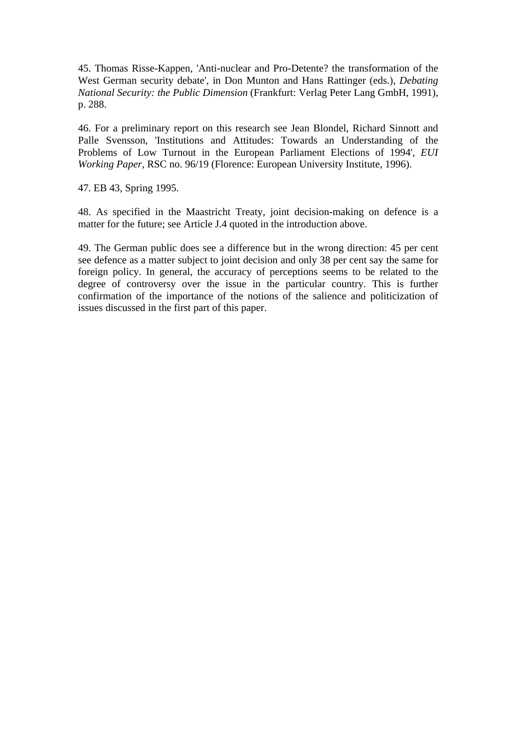45. Thomas Risse-Kappen, 'Anti-nuclear and Pro-Detente? the transformation of the West German security debate', in Don Munton and Hans Rattinger (eds.), *Debating National Security: the Public Dimension* (Frankfurt: Verlag Peter Lang GmbH, 1991), p. 288.

46. For a preliminary report on this research see Jean Blondel, Richard Sinnott and Palle Svensson, 'Institutions and Attitudes: Towards an Understanding of the Problems of Low Turnout in the European Parliament Elections of 1994', *EUI Working Paper*, RSC no. 96/19 (Florence: European University Institute, 1996).

47. EB 43, Spring 1995.

48. As specified in the Maastricht Treaty, joint decision-making on defence is a matter for the future; see Article J.4 quoted in the introduction above.

49. The German public does see a difference but in the wrong direction: 45 per cent see defence as a matter subject to joint decision and only 38 per cent say the same for foreign policy. In general, the accuracy of perceptions seems to be related to the degree of controversy over the issue in the particular country. This is further confirmation of the importance of the notions of the salience and politicization of issues discussed in the first part of this paper.